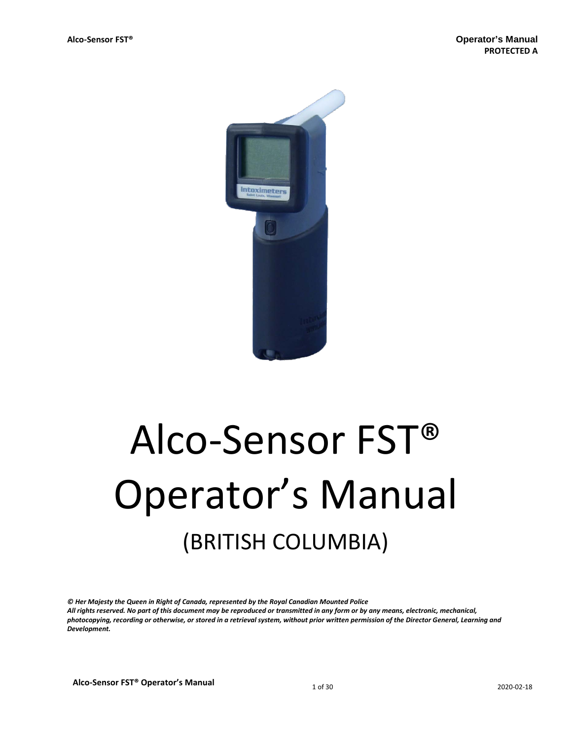PROTECTED A

# Alco-Sensor FST® Operator's Manual

## (BRITISH COLUMBIA)

***© Her Majesty the Queen in Right of Canada, represented by the Royal Canadian Mounted Police***
***All rights reserved. No part of this document may be reproduced or transmitted in any form or by any means, electronic, mechanical, photocopying, recording or otherwise, or stored in a retrieval system, without prior written permission of the Director General, Learning and Development.***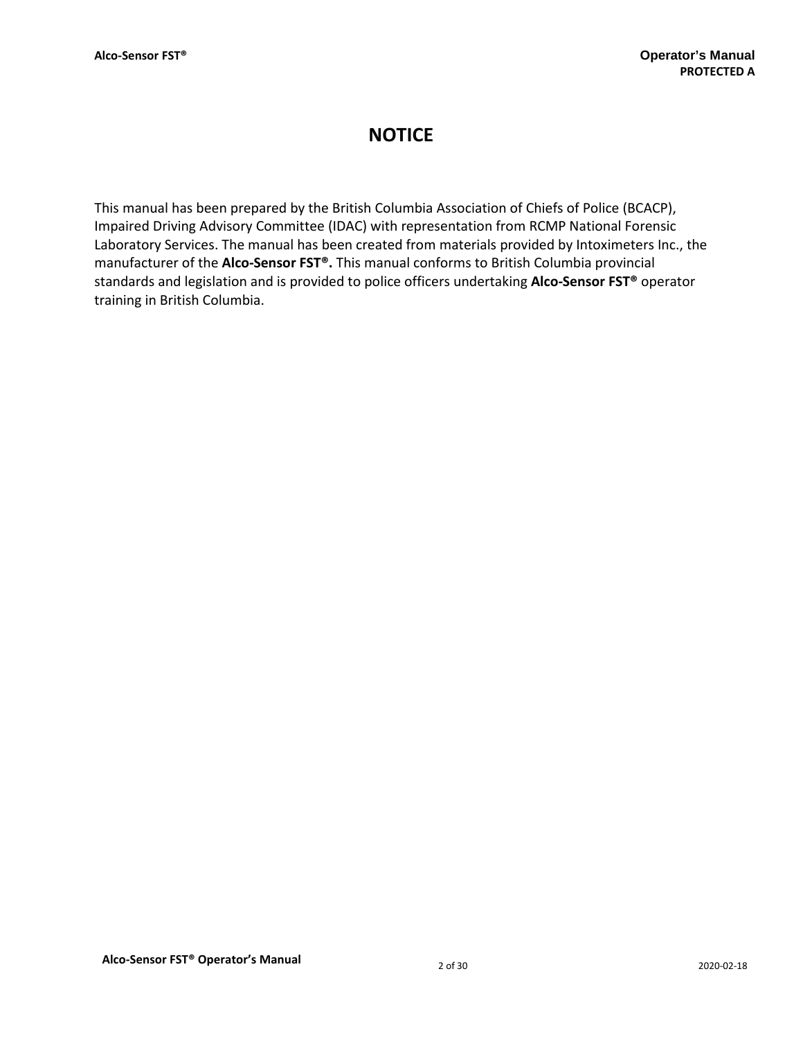# NOTICE

This manual has been prepared by the British Columbia Association of Chiefs of Police (BCACP), Impaired Driving Advisory Committee (IDAC) with representation from RCMP National Forensic Laboratory Services. The manual has been created from materials provided by Intoximeters Inc., the manufacturer of the **Alco-Sensor FST®.** This manual conforms to British Columbia provincial standards and legislation and is provided to police officers undertaking **Alco-Sensor FST®** operator training in British Columbia.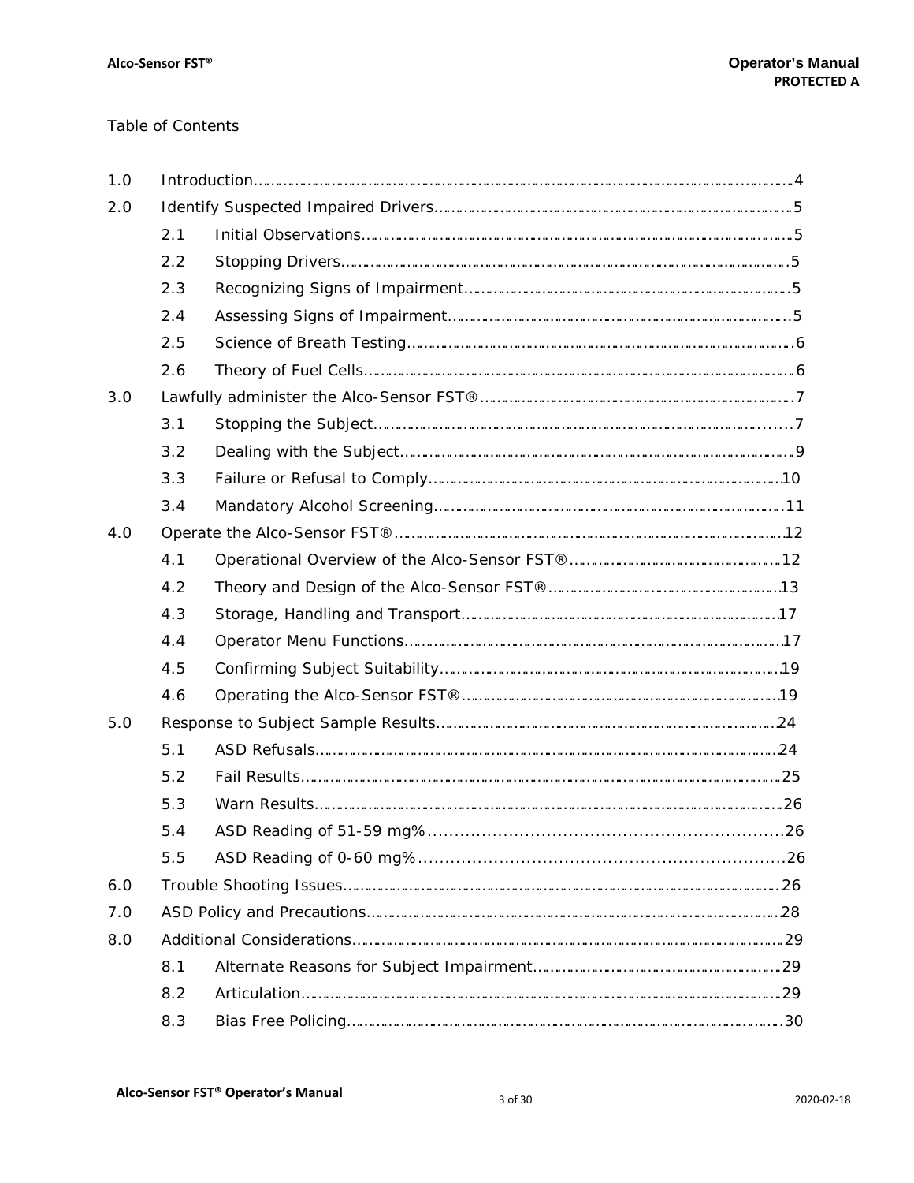Table of Contents

- 1.0 Introduction ........ 4
- 2.0 Identify Suspected Impaired Drivers ........ 5
  - 2.1 Initial Observations ........ 5
  - 2.2 Stopping Drivers ........ 5
  - 2.3 Recognizing Signs of Impairment ........ 5
  - 2.4 Assessing Signs of Impairment ........ 5
  - 2.5 Science of Breath Testing ........ 6
  - 2.6 Theory of Fuel Cells ........ 6
- 3.0 Lawfully administer the Alco-Sensor FST® ........ 7
  - 3.1 Stopping the Subject ........ 7
  - 3.2 Dealing with the Subject ........ 9
  - 3.3 Failure or Refusal to Comply ........ 10
  - 3.4 Mandatory Alcohol Screening ........ 11
- 4.0 Operate the Alco-Sensor FST® ........ 12
  - 4.1 Operational Overview of the Alco-Sensor FST® ........ 12
  - 4.2 Theory and Design of the Alco-Sensor FST® ........ 13
  - 4.3 Storage, Handling and Transport ........ 17
  - 4.4 Operator Menu Functions ........ 17
  - 4.5 Confirming Subject Suitability ........ 19
  - 4.6 Operating the Alco-Sensor FST® ........ 19
- 5.0 Response to Subject Sample Results ........ 24
  - 5.1 ASD Refusals ........ 24
  - 5.2 Fail Results ........ 25
  - 5.3 Warn Results ........ 26
  - 5.4 ASD Reading of 51-59 mg% ........ 26
  - 5.5 ASD Reading of 0-60 mg% ........ 26
- 6.0 Trouble Shooting Issues ........ 26
- 7.0 ASD Policy and Precautions ........ 28
- 8.0 Additional Considerations ........ 29
  - 8.1 Alternate Reasons for Subject Impairment ........ 29
  - 8.2 Articulation ........ 29
  - 8.3 Bias Free Policing ........ 30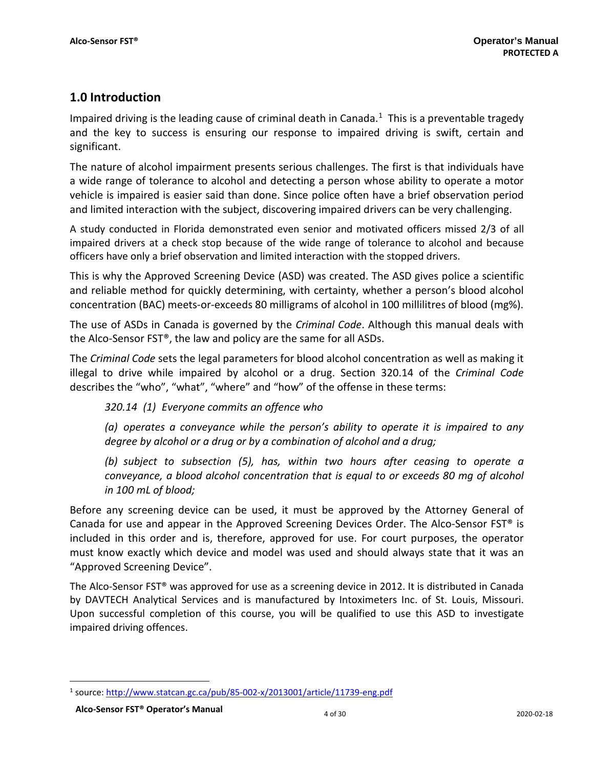## 1.0 Introduction

Impaired driving is the leading cause of criminal death in Canada.[1] This is a preventable tragedy and the key to success is ensuring our response to impaired driving is swift, certain and significant.

The nature of alcohol impairment presents serious challenges. The first is that individuals have a wide range of tolerance to alcohol and detecting a person whose ability to operate a motor vehicle is impaired is easier said than done. Since police often have a brief observation period and limited interaction with the subject, discovering impaired drivers can be very challenging.

A study conducted in Florida demonstrated even senior and motivated officers missed 2/3 of all impaired drivers at a check stop because of the wide range of tolerance to alcohol and because officers have only a brief observation and limited interaction with the stopped drivers.

This is why the Approved Screening Device (ASD) was created. The ASD gives police a scientific and reliable method for quickly determining, with certainty, whether a person's blood alcohol concentration (BAC) meets-or-exceeds 80 milligrams of alcohol in 100 millilitres of blood (mg%).

The use of ASDs in Canada is governed by the *Criminal Code*. Although this manual deals with the Alco-Sensor FST®, the law and policy are the same for all ASDs.

The *Criminal Code* sets the legal parameters for blood alcohol concentration as well as making it illegal to drive while impaired by alcohol or a drug. Section 320.14 of the *Criminal Code* describes the "who", "what", "where" and "how" of the offense in these terms:

> *320.14 (1) Everyone commits an offence who*
>
> *(a) operates a conveyance while the person's ability to operate it is impaired to any degree by alcohol or a drug or by a combination of alcohol and a drug;*
>
> *(b) subject to subsection (5), has, within two hours after ceasing to operate a conveyance, a blood alcohol concentration that is equal to or exceeds 80 mg of alcohol in 100 mL of blood;*

Before any screening device can be used, it must be approved by the Attorney General of Canada for use and appear in the Approved Screening Devices Order. The Alco-Sensor FST® is included in this order and is, therefore, approved for use. For court purposes, the operator must know exactly which device and model was used and should always state that it was an "Approved Screening Device".

The Alco-Sensor FST® was approved for use as a screening device in 2012. It is distributed in Canada by DAVTECH Analytical Services and is manufactured by Intoximeters Inc. of St. Louis, Missouri. Upon successful completion of this course, you will be qualified to use this ASD to investigate impaired driving offences.

---

[1] source: http://www.statcan.gc.ca/pub/85-002-x/2013001/article/11739-eng.pdf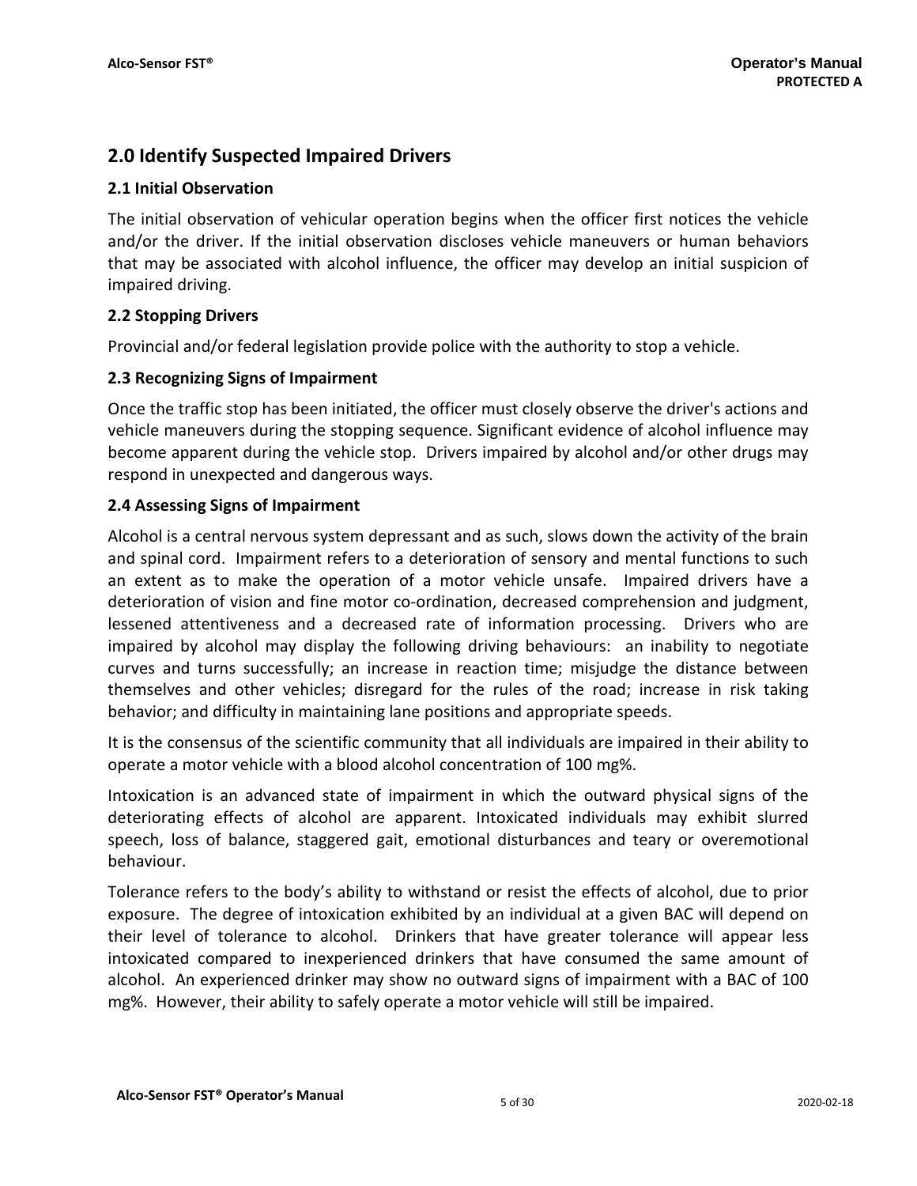## 2.0 Identify Suspected Impaired Drivers

### 2.1 Initial Observation

The initial observation of vehicular operation begins when the officer first notices the vehicle and/or the driver. If the initial observation discloses vehicle maneuvers or human behaviors that may be associated with alcohol influence, the officer may develop an initial suspicion of impaired driving.

### 2.2 Stopping Drivers

Provincial and/or federal legislation provide police with the authority to stop a vehicle.

### 2.3 Recognizing Signs of Impairment

Once the traffic stop has been initiated, the officer must closely observe the driver's actions and vehicle maneuvers during the stopping sequence. Significant evidence of alcohol influence may become apparent during the vehicle stop. Drivers impaired by alcohol and/or other drugs may respond in unexpected and dangerous ways.

### 2.4 Assessing Signs of Impairment

Alcohol is a central nervous system depressant and as such, slows down the activity of the brain and spinal cord. Impairment refers to a deterioration of sensory and mental functions to such an extent as to make the operation of a motor vehicle unsafe. Impaired drivers have a deterioration of vision and fine motor co-ordination, decreased comprehension and judgment, lessened attentiveness and a decreased rate of information processing. Drivers who are impaired by alcohol may display the following driving behaviours: an inability to negotiate curves and turns successfully; an increase in reaction time; misjudge the distance between themselves and other vehicles; disregard for the rules of the road; increase in risk taking behavior; and difficulty in maintaining lane positions and appropriate speeds.

It is the consensus of the scientific community that all individuals are impaired in their ability to operate a motor vehicle with a blood alcohol concentration of 100 mg%.

Intoxication is an advanced state of impairment in which the outward physical signs of the deteriorating effects of alcohol are apparent. Intoxicated individuals may exhibit slurred speech, loss of balance, staggered gait, emotional disturbances and teary or overemotional behaviour.

Tolerance refers to the body's ability to withstand or resist the effects of alcohol, due to prior exposure. The degree of intoxication exhibited by an individual at a given BAC will depend on their level of tolerance to alcohol. Drinkers that have greater tolerance will appear less intoxicated compared to inexperienced drinkers that have consumed the same amount of alcohol. An experienced drinker may show no outward signs of impairment with a BAC of 100 mg%. However, their ability to safely operate a motor vehicle will still be impaired.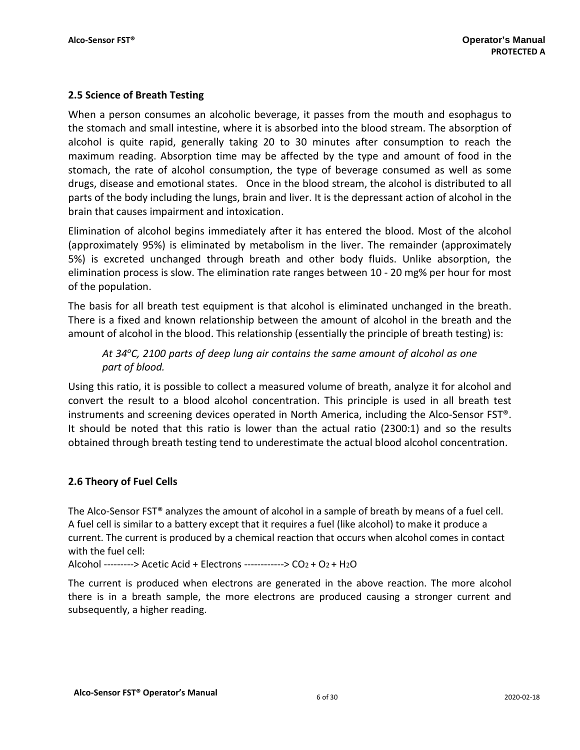## 2.5 Science of Breath Testing

When a person consumes an alcoholic beverage, it passes from the mouth and esophagus to the stomach and small intestine, where it is absorbed into the blood stream. The absorption of alcohol is quite rapid, generally taking 20 to 30 minutes after consumption to reach the maximum reading. Absorption time may be affected by the type and amount of food in the stomach, the rate of alcohol consumption, the type of beverage consumed as well as some drugs, disease and emotional states. Once in the blood stream, the alcohol is distributed to all parts of the body including the lungs, brain and liver. It is the depressant action of alcohol in the brain that causes impairment and intoxication.

Elimination of alcohol begins immediately after it has entered the blood. Most of the alcohol (approximately 95%) is eliminated by metabolism in the liver. The remainder (approximately 5%) is excreted unchanged through breath and other body fluids. Unlike absorption, the elimination process is slow. The elimination rate ranges between 10 - 20 mg% per hour for most of the population.

The basis for all breath test equipment is that alcohol is eliminated unchanged in the breath. There is a fixed and known relationship between the amount of alcohol in the breath and the amount of alcohol in the blood. This relationship (essentially the principle of breath testing) is:

> *At 34°C, 2100 parts of deep lung air contains the same amount of alcohol as one part of blood.*

Using this ratio, it is possible to collect a measured volume of breath, analyze it for alcohol and convert the result to a blood alcohol concentration. This principle is used in all breath test instruments and screening devices operated in North America, including the Alco-Sensor FST®. It should be noted that this ratio is lower than the actual ratio (2300:1) and so the results obtained through breath testing tend to underestimate the actual blood alcohol concentration.

## 2.6 Theory of Fuel Cells

The Alco-Sensor FST® analyzes the amount of alcohol in a sample of breath by means of a fuel cell. A fuel cell is similar to a battery except that it requires a fuel (like alcohol) to make it produce a current. The current is produced by a chemical reaction that occurs when alcohol comes in contact with the fuel cell:

Alcohol ---------> Acetic Acid + Electrons ------------> $CO_2$ + $O_2$ + $H_2O$

The current is produced when electrons are generated in the above reaction. The more alcohol there is in a breath sample, the more electrons are produced causing a stronger current and subsequently, a higher reading.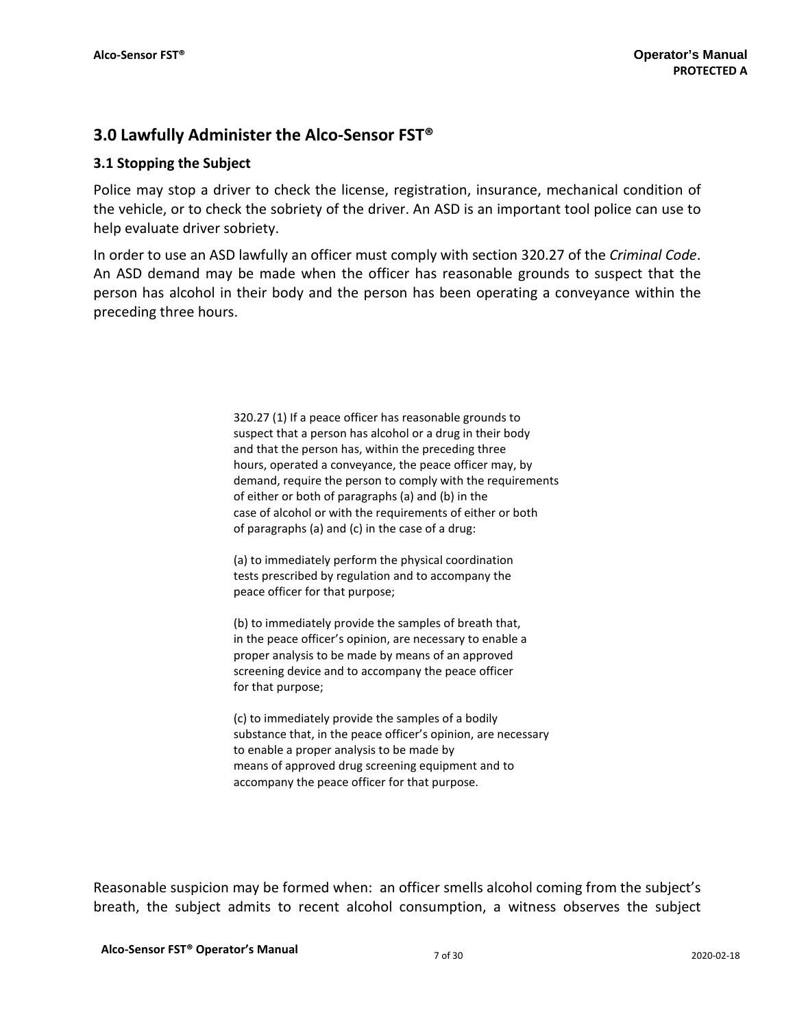## 3.0 Lawfully Administer the Alco-Sensor FST®

### 3.1 Stopping the Subject

Police may stop a driver to check the license, registration, insurance, mechanical condition of the vehicle, or to check the sobriety of the driver. An ASD is an important tool police can use to help evaluate driver sobriety.

In order to use an ASD lawfully an officer must comply with section 320.27 of the *Criminal Code*. An ASD demand may be made when the officer has reasonable grounds to suspect that the person has alcohol in their body and the person has been operating a conveyance within the preceding three hours.

> 320.27 (1) If a peace officer has reasonable grounds to suspect that a person has alcohol or a drug in their body and that the person has, within the preceding three hours, operated a conveyance, the peace officer may, by demand, require the person to comply with the requirements of either or both of paragraphs (a) and (b) in the case of alcohol or with the requirements of either or both of paragraphs (a) and (c) in the case of a drug:
>
> (a) to immediately perform the physical coordination tests prescribed by regulation and to accompany the peace officer for that purpose;
>
> (b) to immediately provide the samples of breath that, in the peace officer's opinion, are necessary to enable a proper analysis to be made by means of an approved screening device and to accompany the peace officer for that purpose;
>
> (c) to immediately provide the samples of a bodily substance that, in the peace officer's opinion, are necessary to enable a proper analysis to be made by means of approved drug screening equipment and to accompany the peace officer for that purpose.

Reasonable suspicion may be formed when: an officer smells alcohol coming from the subject's breath, the subject admits to recent alcohol consumption, a witness observes the subject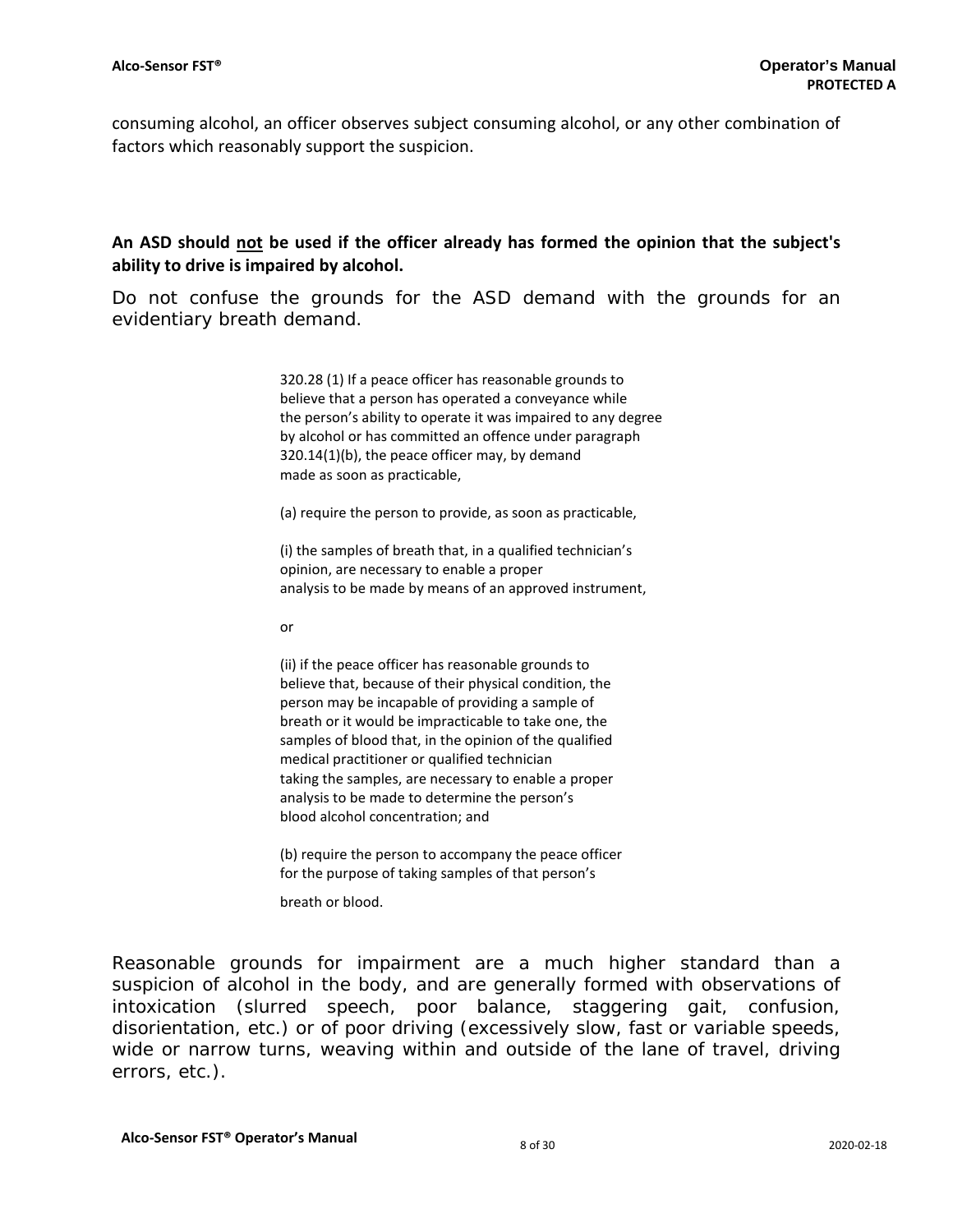consuming alcohol, an officer observes subject consuming alcohol, or any other combination of factors which reasonably support the suspicion.

**An ASD should <u>not</u> be used if the officer already has formed the opinion that the subject's ability to drive is impaired by alcohol.**

Do not confuse the grounds for the ASD demand with the grounds for an evidentiary breath demand.

> 320.28 (1) If a peace officer has reasonable grounds to believe that a person has operated a conveyance while the person's ability to operate it was impaired to any degree by alcohol or has committed an offence under paragraph 320.14(1)(b), the peace officer may, by demand made as soon as practicable,
>
> (a) require the person to provide, as soon as practicable,
>
> (i) the samples of breath that, in a qualified technician's opinion, are necessary to enable a proper analysis to be made by means of an approved instrument,
>
> or
>
> (ii) if the peace officer has reasonable grounds to believe that, because of their physical condition, the person may be incapable of providing a sample of breath or it would be impracticable to take one, the samples of blood that, in the opinion of the qualified medical practitioner or qualified technician taking the samples, are necessary to enable a proper analysis to be made to determine the person's blood alcohol concentration; and
>
> (b) require the person to accompany the peace officer for the purpose of taking samples of that person's breath or blood.

Reasonable grounds for impairment are a much higher standard than a suspicion of alcohol in the body, and are generally formed with observations of intoxication (slurred speech, poor balance, staggering gait, confusion, disorientation, etc.) or of poor driving (excessively slow, fast or variable speeds, wide or narrow turns, weaving within and outside of the lane of travel, driving errors, etc.).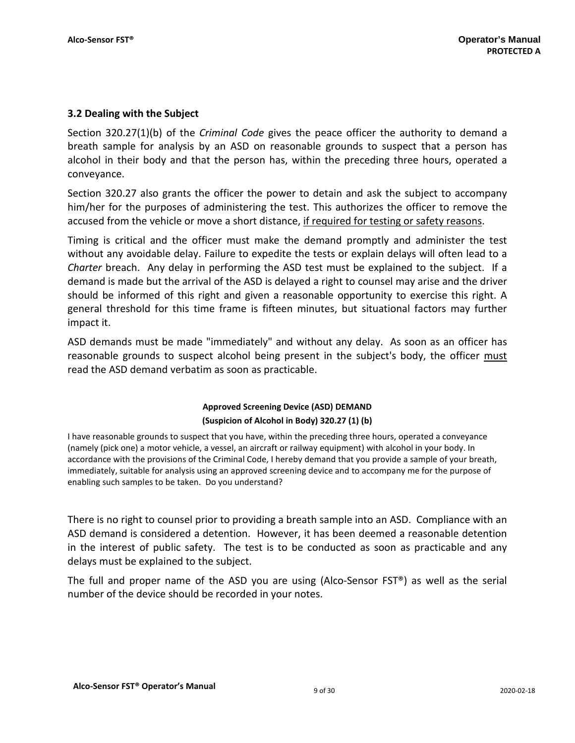## 3.2 Dealing with the Subject

Section 320.27(1)(b) of the *Criminal Code* gives the peace officer the authority to demand a breath sample for analysis by an ASD on reasonable grounds to suspect that a person has alcohol in their body and that the person has, within the preceding three hours, operated a conveyance.

Section 320.27 also grants the officer the power to detain and ask the subject to accompany him/her for the purposes of administering the test. This authorizes the officer to remove the accused from the vehicle or move a short distance, <u>if required for testing or safety reasons</u>.

Timing is critical and the officer must make the demand promptly and administer the test without any avoidable delay. Failure to expedite the tests or explain delays will often lead to a *Charter* breach. Any delay in performing the ASD test must be explained to the subject. If a demand is made but the arrival of the ASD is delayed a right to counsel may arise and the driver should be informed of this right and given a reasonable opportunity to exercise this right. A general threshold for this time frame is fifteen minutes, but situational factors may further impact it.

ASD demands must be made "immediately" and without any delay. As soon as an officer has reasonable grounds to suspect alcohol being present in the subject's body, the officer <u>must</u> read the ASD demand verbatim as soon as practicable.

**Approved Screening Device (ASD) DEMAND**
**(Suspicion of Alcohol in Body) 320.27 (1) (b)**

I have reasonable grounds to suspect that you have, within the preceding three hours, operated a conveyance (namely (pick one) a motor vehicle, a vessel, an aircraft or railway equipment) with alcohol in your body. In accordance with the provisions of the Criminal Code, I hereby demand that you provide a sample of your breath, immediately, suitable for analysis using an approved screening device and to accompany me for the purpose of enabling such samples to be taken. Do you understand?

There is no right to counsel prior to providing a breath sample into an ASD. Compliance with an ASD demand is considered a detention. However, it has been deemed a reasonable detention in the interest of public safety. The test is to be conducted as soon as practicable and any delays must be explained to the subject.

The full and proper name of the ASD you are using (Alco-Sensor FST®) as well as the serial number of the device should be recorded in your notes.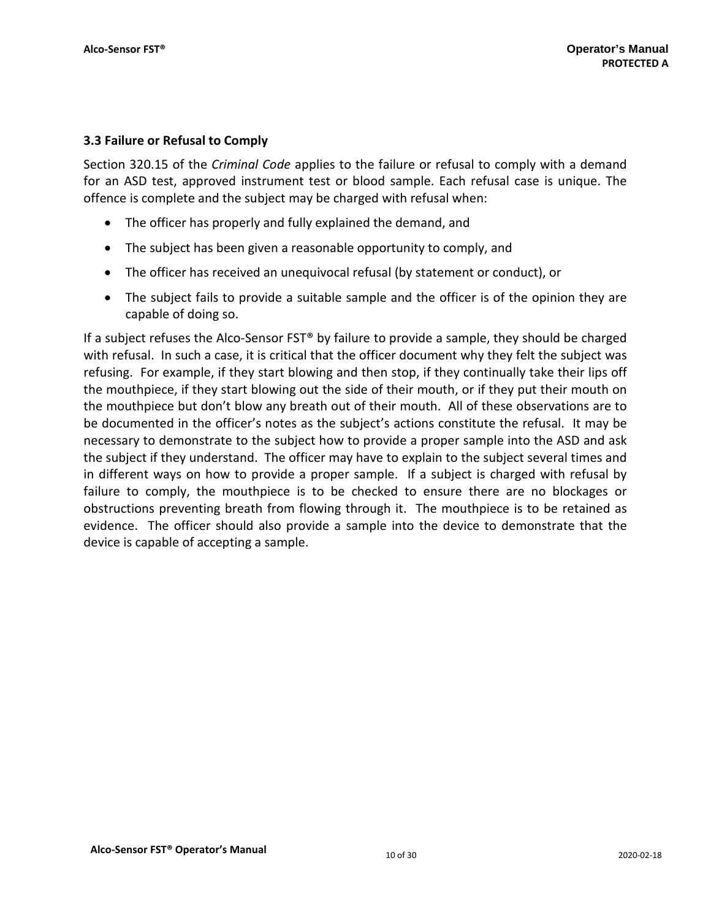### 3.3 Failure or Refusal to Comply

Section 320.15 of the *Criminal Code* applies to the failure or refusal to comply with a demand for an ASD test, approved instrument test or blood sample. Each refusal case is unique. The offence is complete and the subject may be charged with refusal when:

- The officer has properly and fully explained the demand, and
- The subject has been given a reasonable opportunity to comply, and
- The officer has received an unequivocal refusal (by statement or conduct), or
- The subject fails to provide a suitable sample and the officer is of the opinion they are capable of doing so.

If a subject refuses the Alco-Sensor FST® by failure to provide a sample, they should be charged with refusal. In such a case, it is critical that the officer document why they felt the subject was refusing. For example, if they start blowing and then stop, if they continually take their lips off the mouthpiece, if they start blowing out the side of their mouth, or if they put their mouth on the mouthpiece but don't blow any breath out of their mouth. All of these observations are to be documented in the officer's notes as the subject's actions constitute the refusal. It may be necessary to demonstrate to the subject how to provide a proper sample into the ASD and ask the subject if they understand. The officer may have to explain to the subject several times and in different ways on how to provide a proper sample. If a subject is charged with refusal by failure to comply, the mouthpiece is to be checked to ensure there are no blockages or obstructions preventing breath from flowing through it. The mouthpiece is to be retained as evidence. The officer should also provide a sample into the device to demonstrate that the device is capable of accepting a sample.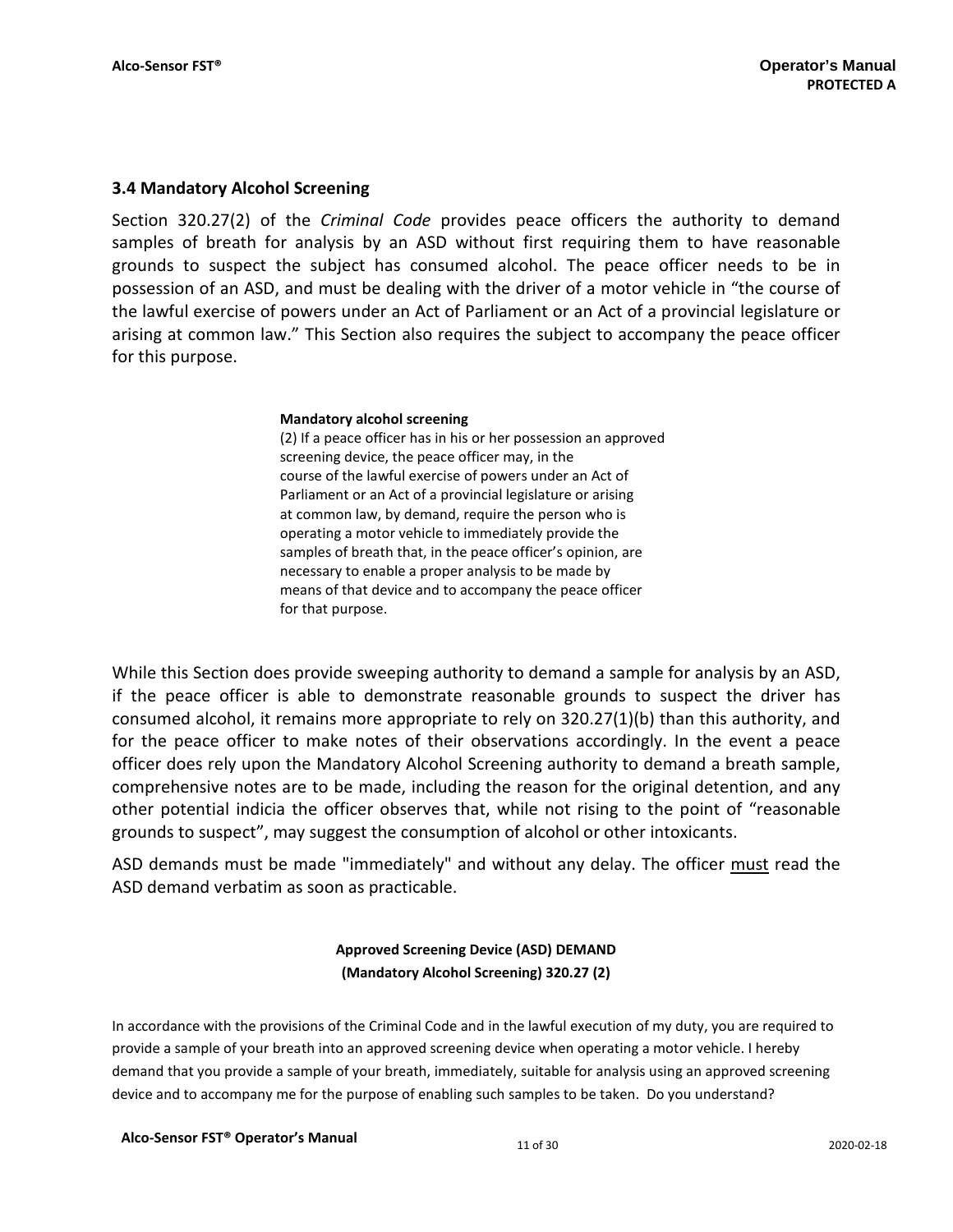### 3.4 Mandatory Alcohol Screening

Section 320.27(2) of the *Criminal Code* provides peace officers the authority to demand samples of breath for analysis by an ASD without first requiring them to have reasonable grounds to suspect the subject has consumed alcohol. The peace officer needs to be in possession of an ASD, and must be dealing with the driver of a motor vehicle in "the course of the lawful exercise of powers under an Act of Parliament or an Act of a provincial legislature or arising at common law." This Section also requires the subject to accompany the peace officer for this purpose.

> **Mandatory alcohol screening**
> (2) If a peace officer has in his or her possession an approved screening device, the peace officer may, in the course of the lawful exercise of powers under an Act of Parliament or an Act of a provincial legislature or arising at common law, by demand, require the person who is operating a motor vehicle to immediately provide the samples of breath that, in the peace officer's opinion, are necessary to enable a proper analysis to be made by means of that device and to accompany the peace officer for that purpose.

While this Section does provide sweeping authority to demand a sample for analysis by an ASD, if the peace officer is able to demonstrate reasonable grounds to suspect the driver has consumed alcohol, it remains more appropriate to rely on 320.27(1)(b) than this authority, and for the peace officer to make notes of their observations accordingly. In the event a peace officer does rely upon the Mandatory Alcohol Screening authority to demand a breath sample, comprehensive notes are to be made, including the reason for the original detention, and any other potential indicia the officer observes that, while not rising to the point of "reasonable grounds to suspect", may suggest the consumption of alcohol or other intoxicants.

ASD demands must be made "immediately" and without any delay. The officer <u>must</u> read the ASD demand verbatim as soon as practicable.

**Approved Screening Device (ASD) DEMAND**
**(Mandatory Alcohol Screening) 320.27 (2)**

In accordance with the provisions of the Criminal Code and in the lawful execution of my duty, you are required to provide a sample of your breath into an approved screening device when operating a motor vehicle. I hereby demand that you provide a sample of your breath, immediately, suitable for analysis using an approved screening device and to accompany me for the purpose of enabling such samples to be taken. Do you understand?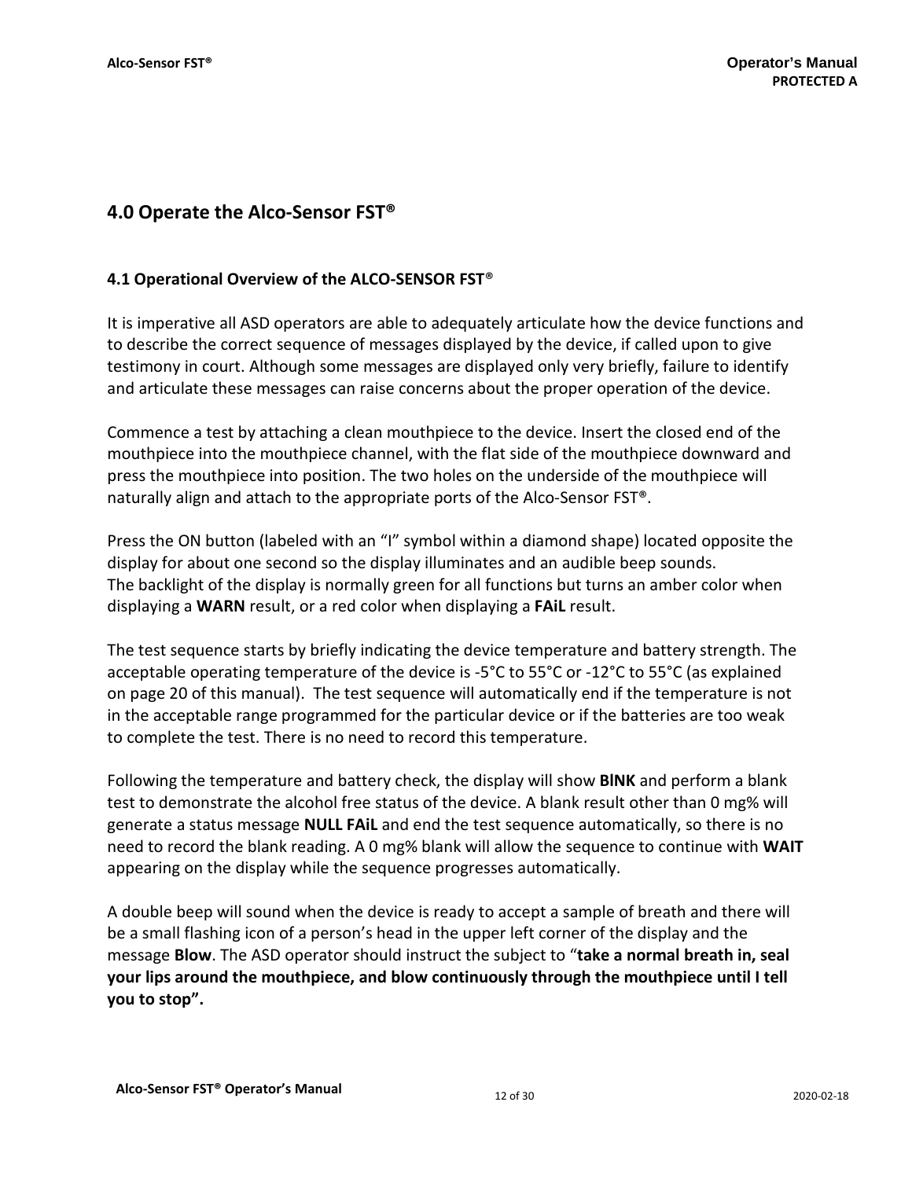## 4.0 Operate the Alco-Sensor FST®

### 4.1 Operational Overview of the ALCO-SENSOR FST®

It is imperative all ASD operators are able to adequately articulate how the device functions and to describe the correct sequence of messages displayed by the device, if called upon to give testimony in court. Although some messages are displayed only very briefly, failure to identify and articulate these messages can raise concerns about the proper operation of the device.

Commence a test by attaching a clean mouthpiece to the device. Insert the closed end of the mouthpiece into the mouthpiece channel, with the flat side of the mouthpiece downward and press the mouthpiece into position. The two holes on the underside of the mouthpiece will naturally align and attach to the appropriate ports of the Alco-Sensor FST®.

Press the ON button (labeled with an "I" symbol within a diamond shape) located opposite the display for about one second so the display illuminates and an audible beep sounds. The backlight of the display is normally green for all functions but turns an amber color when displaying a **WARN** result, or a red color when displaying a **FAiL** result.

The test sequence starts by briefly indicating the device temperature and battery strength. The acceptable operating temperature of the device is -5°C to 55°C or -12°C to 55°C (as explained on page 20 of this manual). The test sequence will automatically end if the temperature is not in the acceptable range programmed for the particular device or if the batteries are too weak to complete the test. There is no need to record this temperature.

Following the temperature and battery check, the display will show **BlNK** and perform a blank test to demonstrate the alcohol free status of the device. A blank result other than 0 mg% will generate a status message **NULL FAiL** and end the test sequence automatically, so there is no need to record the blank reading. A 0 mg% blank will allow the sequence to continue with **WAIT** appearing on the display while the sequence progresses automatically.

A double beep will sound when the device is ready to accept a sample of breath and there will be a small flashing icon of a person's head in the upper left corner of the display and the message **Blow**. The ASD operator should instruct the subject to "**take a normal breath in, seal your lips around the mouthpiece, and blow continuously through the mouthpiece until I tell you to stop".**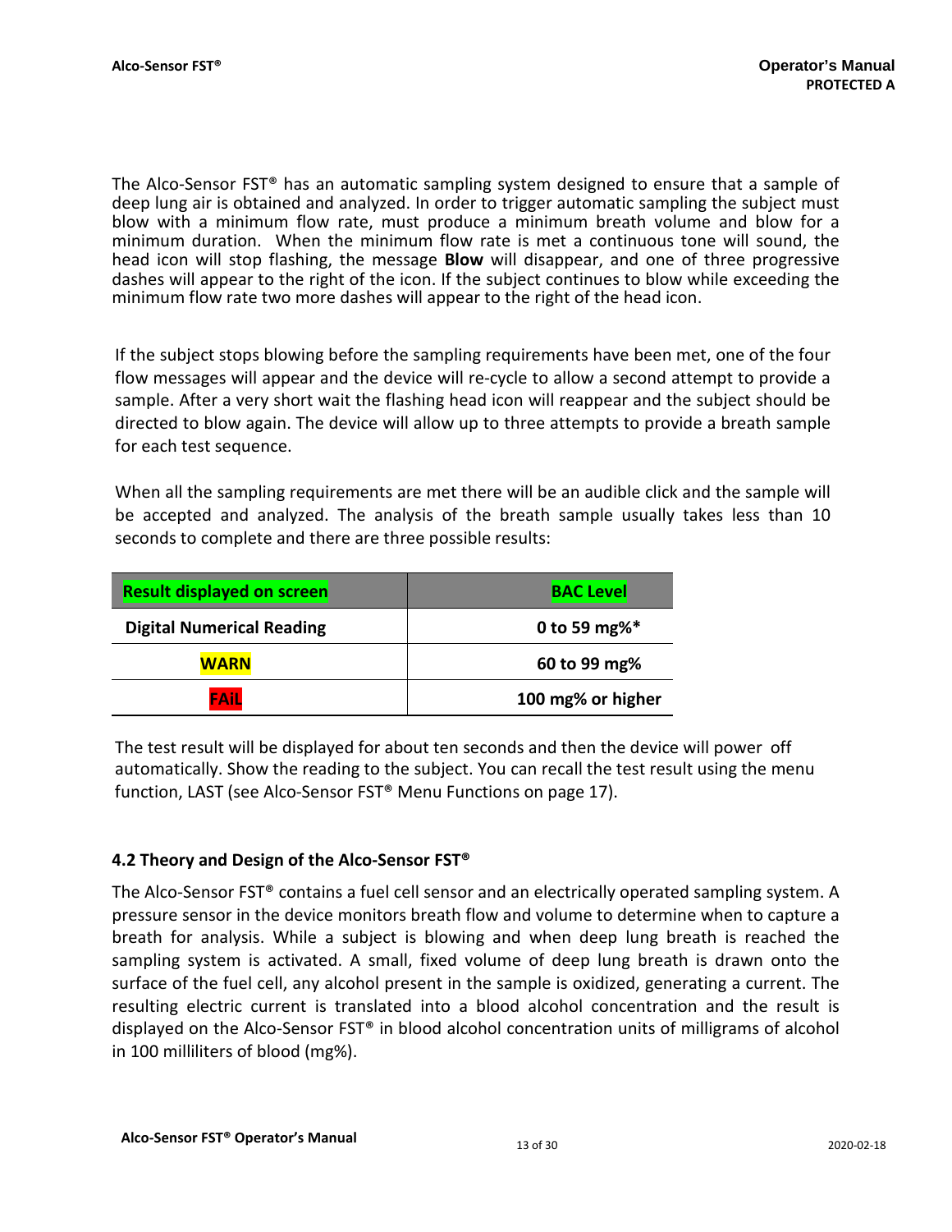The Alco-Sensor FST® has an automatic sampling system designed to ensure that a sample of deep lung air is obtained and analyzed. In order to trigger automatic sampling the subject must blow with a minimum flow rate, must produce a minimum breath volume and blow for a minimum duration. When the minimum flow rate is met a continuous tone will sound, the head icon will stop flashing, the message **Blow** will disappear, and one of three progressive dashes will appear to the right of the icon. If the subject continues to blow while exceeding the minimum flow rate two more dashes will appear to the right of the head icon.

If the subject stops blowing before the sampling requirements have been met, one of the four flow messages will appear and the device will re-cycle to allow a second attempt to provide a sample. After a very short wait the flashing head icon will reappear and the subject should be directed to blow again. The device will allow up to three attempts to provide a breath sample for each test sequence.

When all the sampling requirements are met there will be an audible click and the sample will be accepted and analyzed. The analysis of the breath sample usually takes less than 10 seconds to complete and there are three possible results:

| Result displayed on screen | BAC Level |
|---|---|
| **Digital Numerical Reading** | **0 to 59 mg%*** |
| **WARN** | **60 to 99 mg%** |
| **FAiL** | **100 mg% or higher** |

The test result will be displayed for about ten seconds and then the device will power off automatically. Show the reading to the subject. You can recall the test result using the menu function, LAST (see Alco-Sensor FST® Menu Functions on page 17).

### 4.2 Theory and Design of the Alco-Sensor FST®

The Alco-Sensor FST® contains a fuel cell sensor and an electrically operated sampling system. A pressure sensor in the device monitors breath flow and volume to determine when to capture a breath for analysis. While a subject is blowing and when deep lung breath is reached the sampling system is activated. A small, fixed volume of deep lung breath is drawn onto the surface of the fuel cell, any alcohol present in the sample is oxidized, generating a current. The resulting electric current is translated into a blood alcohol concentration and the result is displayed on the Alco-Sensor FST® in blood alcohol concentration units of milligrams of alcohol in 100 milliliters of blood (mg%).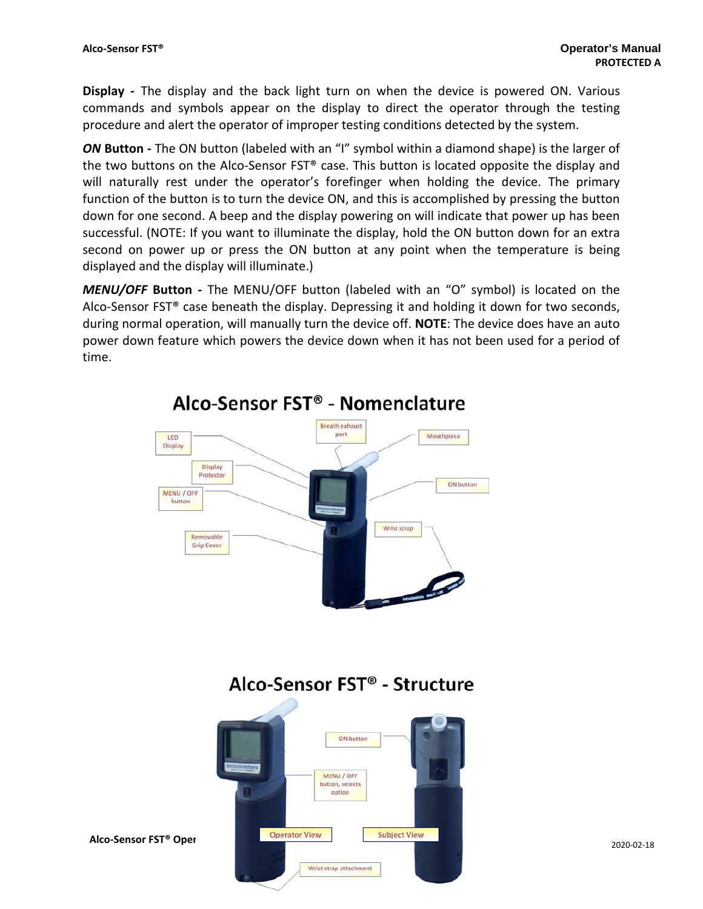**Display -** The display and the back light turn on when the device is powered ON. Various commands and symbols appear on the display to direct the operator through the testing procedure and alert the operator of improper testing conditions detected by the system.

***ON* Button -** The ON button (labeled with an "I" symbol within a diamond shape) is the larger of the two buttons on the Alco-Sensor FST® case. This button is located opposite the display and will naturally rest under the operator's forefinger when holding the device. The primary function of the button is to turn the device ON, and this is accomplished by pressing the button down for one second. A beep and the display powering on will indicate that power up has been successful. (NOTE: If you want to illuminate the display, hold the ON button down for an extra second on power up or press the ON button at any point when the temperature is being displayed and the display will illuminate.)

***MENU/OFF* Button -** The MENU/OFF button (labeled with an "O" symbol) is located on the Alco-Sensor FST® case beneath the display. Depressing it and holding it down for two seconds, during normal operation, will manually turn the device off. **NOTE**: The device does have an auto power down feature which powers the device down when it has not been used for a period of time.

## Alco-Sensor FST® - Nomenclature

LCD Display
Breath exhaust port
Mouthpiece
Display Protector
ON button
MENU / OFF button
Wrist strap
Removable Grip Cover

## Alco-Sensor FST® - Structure

ON button
MENU / OFF button, selects option
Operator View
Subject View
Wrist strap attachment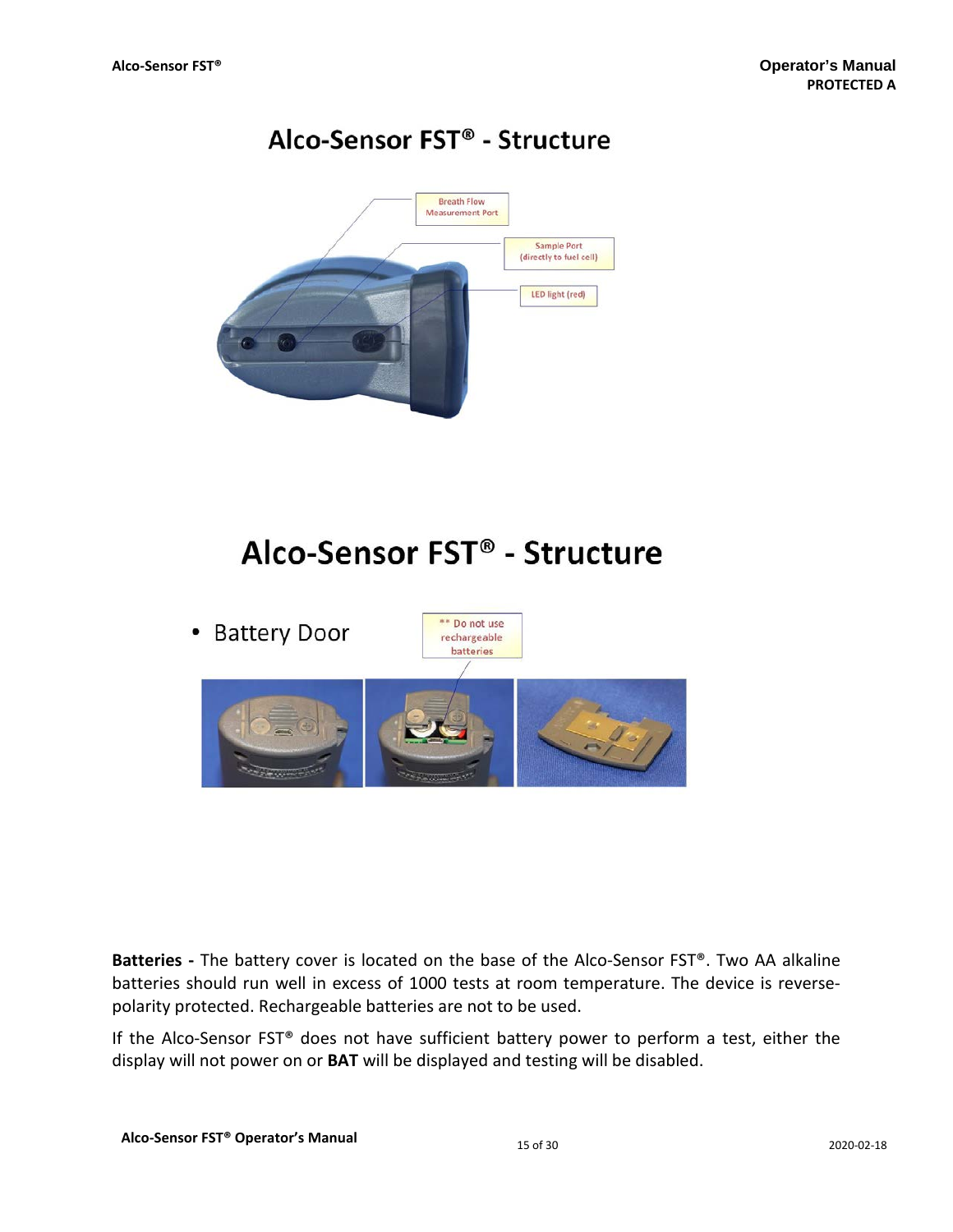## Alco-Sensor FST® - Structure

Breath Flow Measurement Port

Sample Port (directly to fuel cell)

LED light (red)

## Alco-Sensor FST® - Structure

- Battery Door

** Do not use rechargeable batteries

**Batteries -** The battery cover is located on the base of the Alco-Sensor FST®. Two AA alkaline batteries should run well in excess of 1000 tests at room temperature. The device is reverse-polarity protected. Rechargeable batteries are not to be used.

If the Alco-Sensor FST® does not have sufficient battery power to perform a test, either the display will not power on or **BAT** will be displayed and testing will be disabled.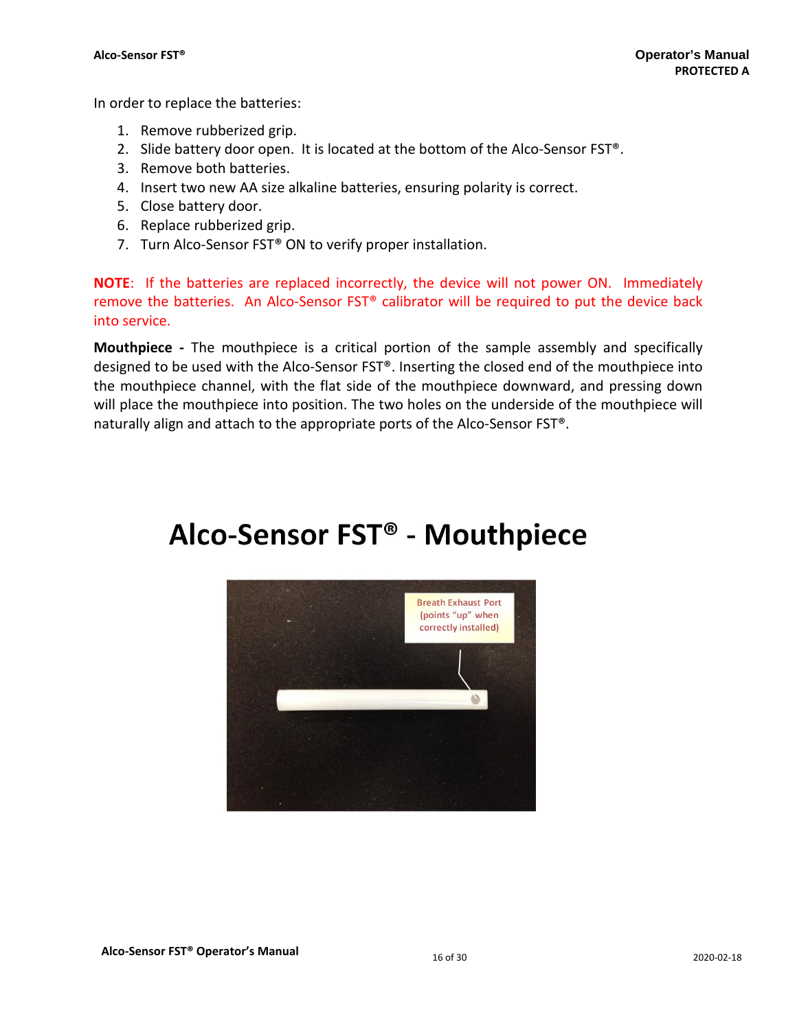In order to replace the batteries:

1. Remove rubberized grip.
2. Slide battery door open. It is located at the bottom of the Alco-Sensor FST®.
3. Remove both batteries.
4. Insert two new AA size alkaline batteries, ensuring polarity is correct.
5. Close battery door.
6. Replace rubberized grip.
7. Turn Alco-Sensor FST® ON to verify proper installation.

**NOTE**: If the batteries are replaced incorrectly, the device will not power ON. Immediately remove the batteries. An Alco-Sensor FST® calibrator will be required to put the device back into service.

**Mouthpiece -** The mouthpiece is a critical portion of the sample assembly and specifically designed to be used with the Alco-Sensor FST®. Inserting the closed end of the mouthpiece into the mouthpiece channel, with the flat side of the mouthpiece downward, and pressing down will place the mouthpiece into position. The two holes on the underside of the mouthpiece will naturally align and attach to the appropriate ports of the Alco-Sensor FST®.

# Alco-Sensor FST® - Mouthpiece

Breath Exhaust Port (points "up" when correctly installed)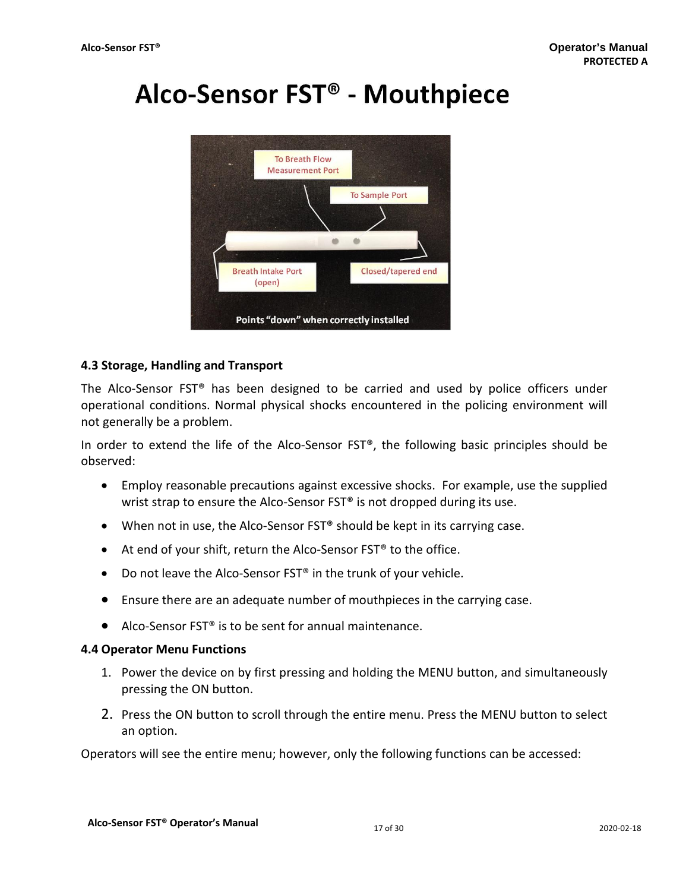# Alco-Sensor FST® - Mouthpiece

### 4.3 Storage, Handling and Transport

The Alco-Sensor FST® has been designed to be carried and used by police officers under operational conditions. Normal physical shocks encountered in the policing environment will not generally be a problem.

In order to extend the life of the Alco-Sensor FST®, the following basic principles should be observed:

- Employ reasonable precautions against excessive shocks. For example, use the supplied wrist strap to ensure the Alco-Sensor FST® is not dropped during its use.
- When not in use, the Alco-Sensor FST® should be kept in its carrying case.
- At end of your shift, return the Alco-Sensor FST® to the office.
- Do not leave the Alco-Sensor FST® in the trunk of your vehicle.
- Ensure there are an adequate number of mouthpieces in the carrying case.
- Alco-Sensor FST® is to be sent for annual maintenance.

### 4.4 Operator Menu Functions

1. Power the device on by first pressing and holding the MENU button, and simultaneously pressing the ON button.
2. Press the ON button to scroll through the entire menu. Press the MENU button to select an option.

Operators will see the entire menu; however, only the following functions can be accessed: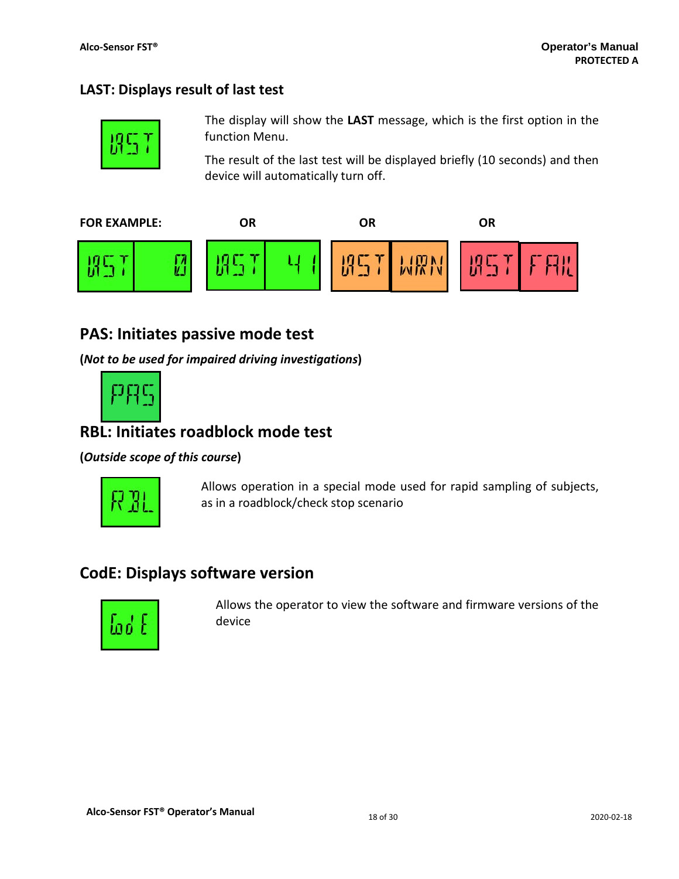## LAST: Displays result of last test

The display will show the **LAST** message, which is the first option in the function Menu.

The result of the last test will be displayed briefly (10 seconds) and then device will automatically turn off.

**FOR EXAMPLE:** **OR** **OR** **OR**

## PAS: Initiates passive mode test

**(*Not to be used for impaired driving investigations*)**

## RBL: Initiates roadblock mode test

**(*Outside scope of this course*)**

Allows operation in a special mode used for rapid sampling of subjects, as in a roadblock/check stop scenario

## CodE: Displays software version

Allows the operator to view the software and firmware versions of the device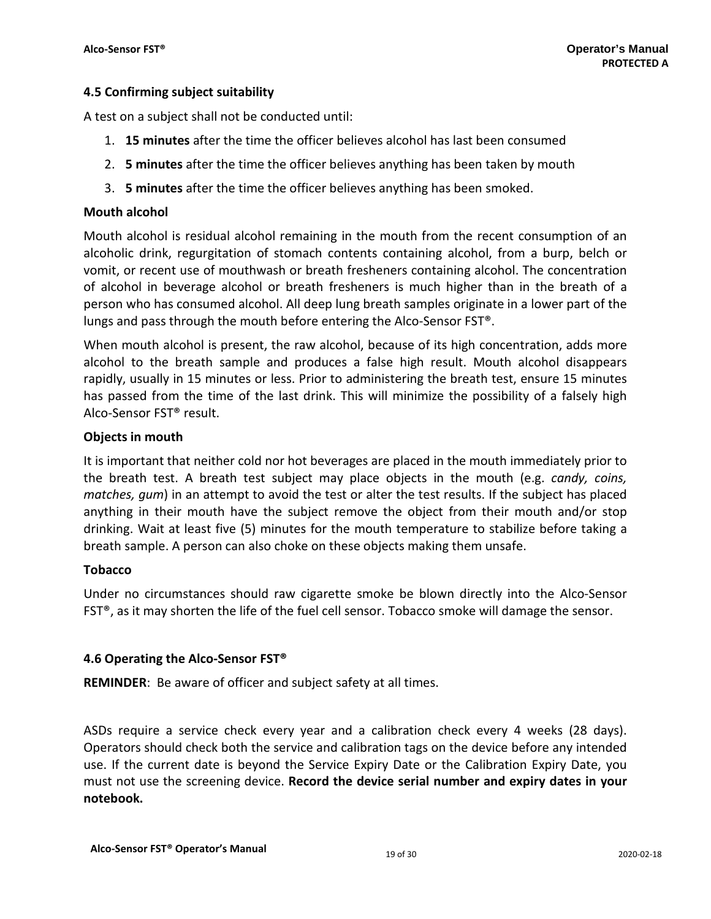## 4.5 Confirming subject suitability

A test on a subject shall not be conducted until:

1. **15 minutes** after the time the officer believes alcohol has last been consumed
2. **5 minutes** after the time the officer believes anything has been taken by mouth
3. **5 minutes** after the time the officer believes anything has been smoked.

### Mouth alcohol

Mouth alcohol is residual alcohol remaining in the mouth from the recent consumption of an alcoholic drink, regurgitation of stomach contents containing alcohol, from a burp, belch or vomit, or recent use of mouthwash or breath fresheners containing alcohol. The concentration of alcohol in beverage alcohol or breath fresheners is much higher than in the breath of a person who has consumed alcohol. All deep lung breath samples originate in a lower part of the lungs and pass through the mouth before entering the Alco-Sensor FST®.

When mouth alcohol is present, the raw alcohol, because of its high concentration, adds more alcohol to the breath sample and produces a false high result. Mouth alcohol disappears rapidly, usually in 15 minutes or less. Prior to administering the breath test, ensure 15 minutes has passed from the time of the last drink. This will minimize the possibility of a falsely high Alco-Sensor FST® result.

### Objects in mouth

It is important that neither cold nor hot beverages are placed in the mouth immediately prior to the breath test. A breath test subject may place objects in the mouth (e.g. *candy, coins, matches, gum*) in an attempt to avoid the test or alter the test results. If the subject has placed anything in their mouth have the subject remove the object from their mouth and/or stop drinking. Wait at least five (5) minutes for the mouth temperature to stabilize before taking a breath sample. A person can also choke on these objects making them unsafe.

### Tobacco

Under no circumstances should raw cigarette smoke be blown directly into the Alco-Sensor FST®, as it may shorten the life of the fuel cell sensor. Tobacco smoke will damage the sensor.

## 4.6 Operating the Alco-Sensor FST®

**REMINDER**: Be aware of officer and subject safety at all times.

ASDs require a service check every year and a calibration check every 4 weeks (28 days). Operators should check both the service and calibration tags on the device before any intended use. If the current date is beyond the Service Expiry Date or the Calibration Expiry Date, you must not use the screening device. **Record the device serial number and expiry dates in your notebook.**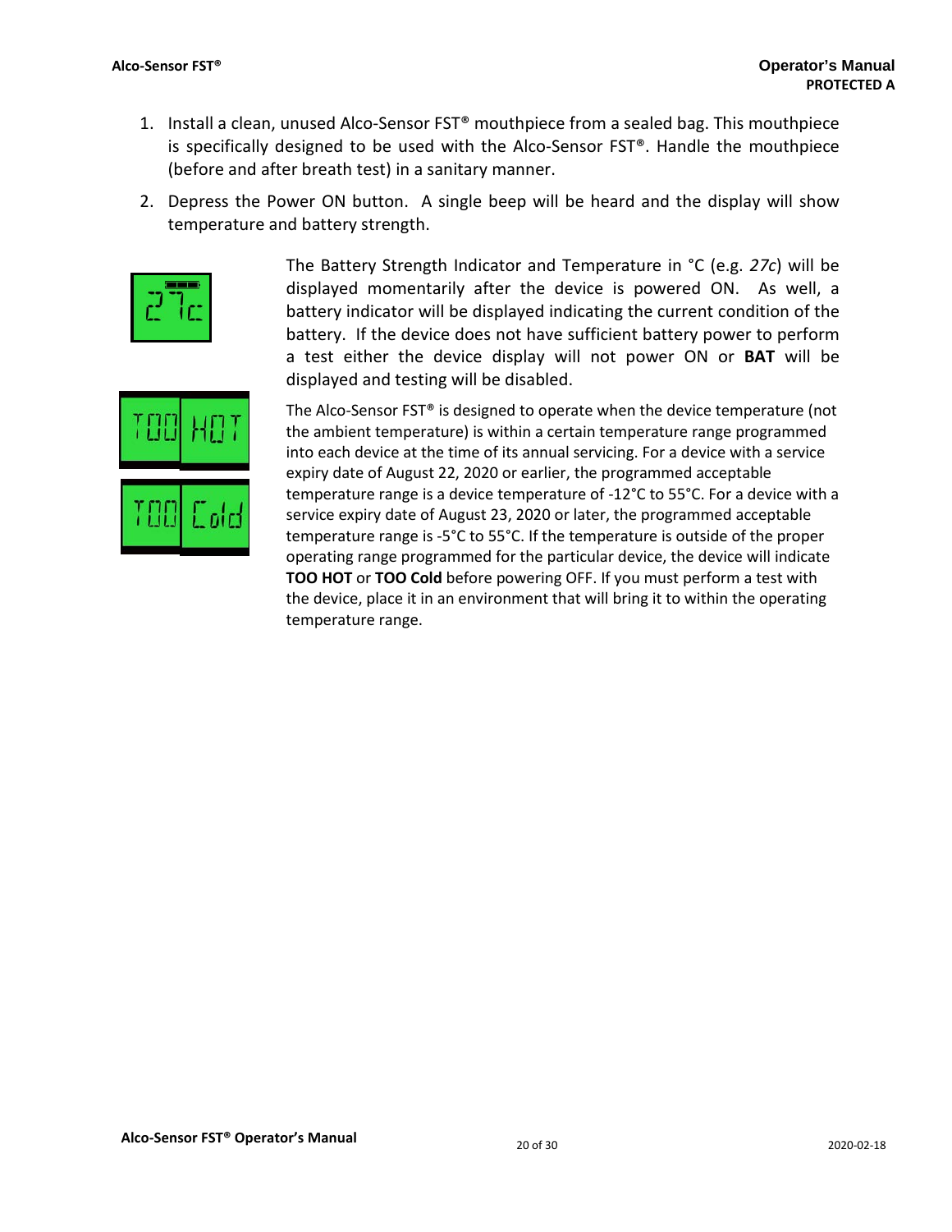1. Install a clean, unused Alco-Sensor FST® mouthpiece from a sealed bag. This mouthpiece is specifically designed to be used with the Alco-Sensor FST®. Handle the mouthpiece (before and after breath test) in a sanitary manner.

2. Depress the Power ON button. A single beep will be heard and the display will show temperature and battery strength.

The Battery Strength Indicator and Temperature in °C (e.g. *27c*) will be displayed momentarily after the device is powered ON. As well, a battery indicator will be displayed indicating the current condition of the battery. If the device does not have sufficient battery power to perform a test either the device display will not power ON or **BAT** will be displayed and testing will be disabled.

The Alco-Sensor FST® is designed to operate when the device temperature (not the ambient temperature) is within a certain temperature range programmed into each device at the time of its annual servicing. For a device with a service expiry date of August 22, 2020 or earlier, the programmed acceptable temperature range is a device temperature of -12°C to 55°C. For a device with a service expiry date of August 23, 2020 or later, the programmed acceptable temperature range is -5°C to 55°C. If the temperature is outside of the proper operating range programmed for the particular device, the device will indicate **TOO HOT** or **TOO Cold** before powering OFF. If you must perform a test with the device, place it in an environment that will bring it to within the operating temperature range.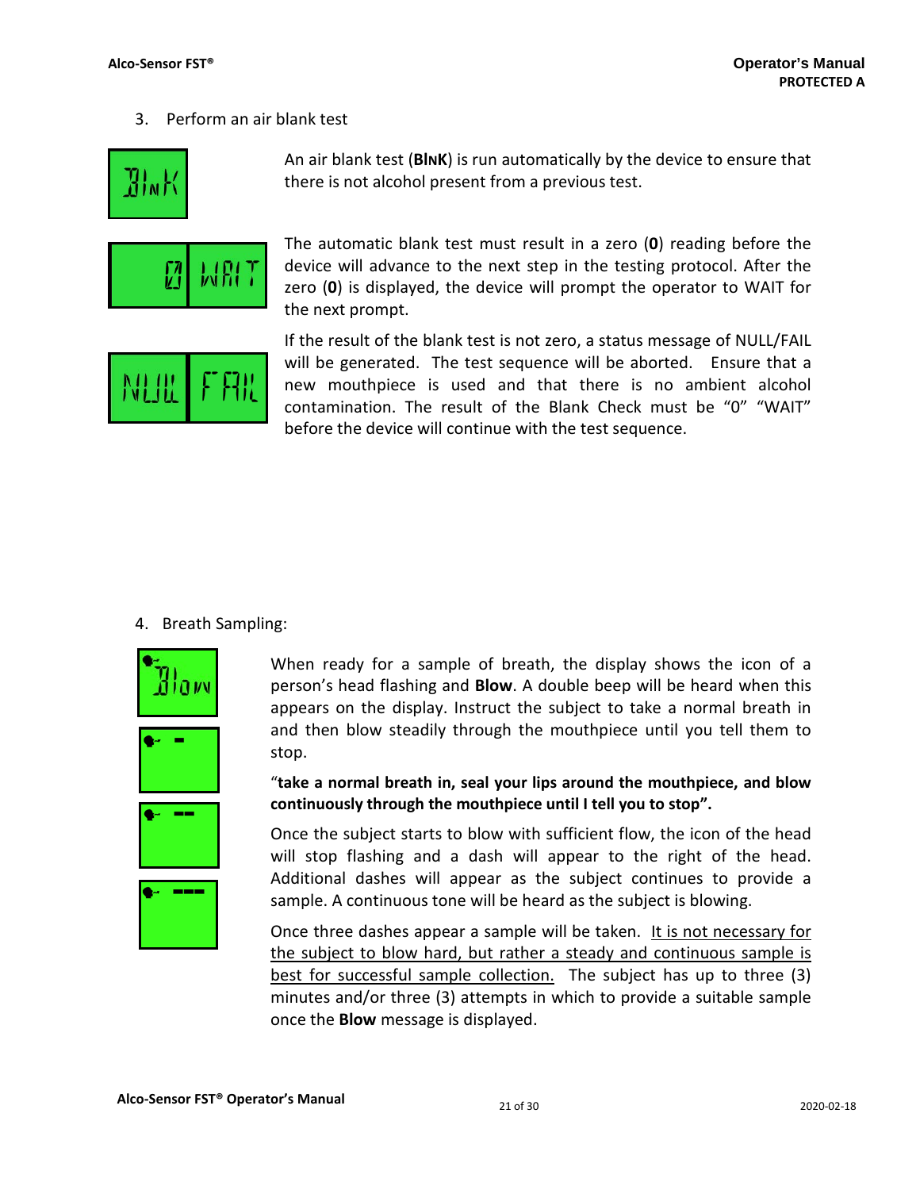3. Perform an air blank test

An air blank test (**BlNK**) is run automatically by the device to ensure that there is not alcohol present from a previous test.

The automatic blank test must result in a zero (**0**) reading before the device will advance to the next step in the testing protocol. After the zero (**0**) is displayed, the device will prompt the operator to WAIT for the next prompt.

If the result of the blank test is not zero, a status message of NULL/FAIL will be generated. The test sequence will be aborted. Ensure that a new mouthpiece is used and that there is no ambient alcohol contamination. The result of the Blank Check must be “0” “WAIT” before the device will continue with the test sequence.

4. Breath Sampling:

When ready for a sample of breath, the display shows the icon of a person’s head flashing and **Blow**. A double beep will be heard when this appears on the display. Instruct the subject to take a normal breath in and then blow steadily through the mouthpiece until you tell them to stop.

“**take a normal breath in, seal your lips around the mouthpiece, and blow continuously through the mouthpiece until I tell you to stop”.**

Once the subject starts to blow with sufficient flow, the icon of the head will stop flashing and a dash will appear to the right of the head. Additional dashes will appear as the subject continues to provide a sample. A continuous tone will be heard as the subject is blowing.

Once three dashes appear a sample will be taken. <u>It is not necessary for the subject to blow hard, but rather a steady and continuous sample is best for successful sample collection.</u> The subject has up to three (3) minutes and/or three (3) attempts in which to provide a suitable sample once the **Blow** message is displayed.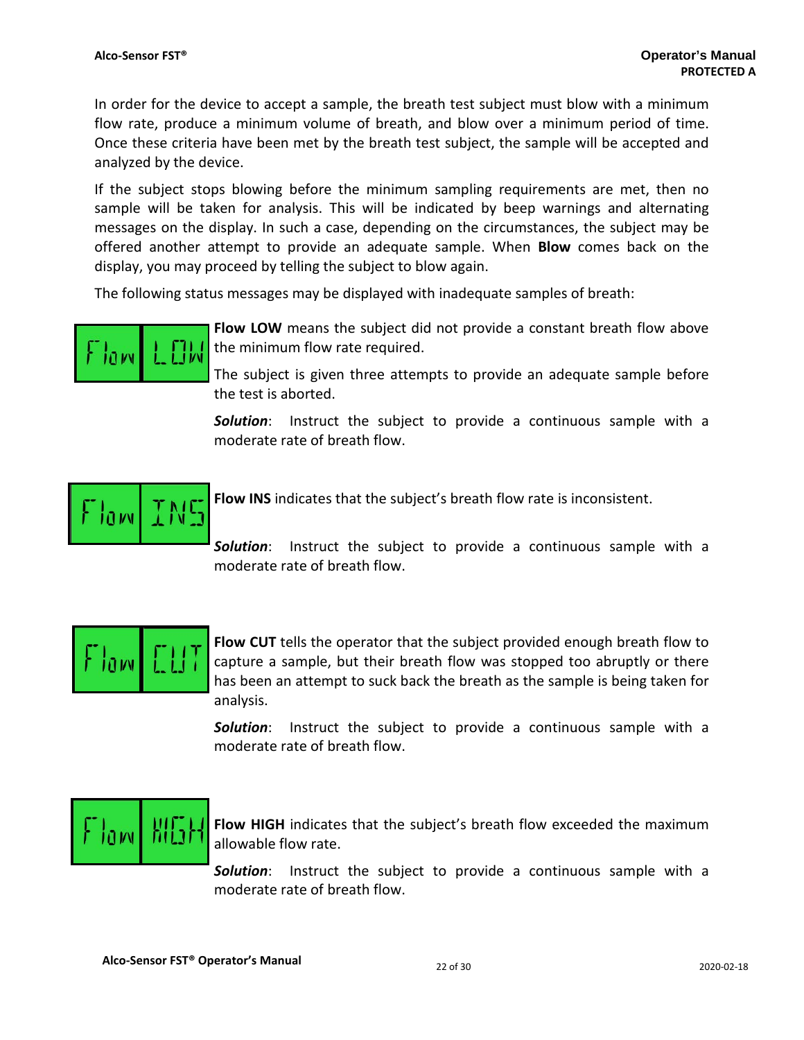In order for the device to accept a sample, the breath test subject must blow with a minimum flow rate, produce a minimum volume of breath, and blow over a minimum period of time. Once these criteria have been met by the breath test subject, the sample will be accepted and analyzed by the device.

If the subject stops blowing before the minimum sampling requirements are met, then no sample will be taken for analysis. This will be indicated by beep warnings and alternating messages on the display. In such a case, depending on the circumstances, the subject may be offered another attempt to provide an adequate sample. When **Blow** comes back on the display, you may proceed by telling the subject to blow again.

The following status messages may be displayed with inadequate samples of breath:

**Flow LOW** means the subject did not provide a constant breath flow above the minimum flow rate required.

The subject is given three attempts to provide an adequate sample before the test is aborted.

***Solution***: Instruct the subject to provide a continuous sample with a moderate rate of breath flow.

**Flow INS** indicates that the subject's breath flow rate is inconsistent.

***Solution***: Instruct the subject to provide a continuous sample with a moderate rate of breath flow.

**Flow CUT** tells the operator that the subject provided enough breath flow to capture a sample, but their breath flow was stopped too abruptly or there has been an attempt to suck back the breath as the sample is being taken for analysis.

***Solution***: Instruct the subject to provide a continuous sample with a moderate rate of breath flow.

**Flow HIGH** indicates that the subject's breath flow exceeded the maximum allowable flow rate.

***Solution***: Instruct the subject to provide a continuous sample with a moderate rate of breath flow.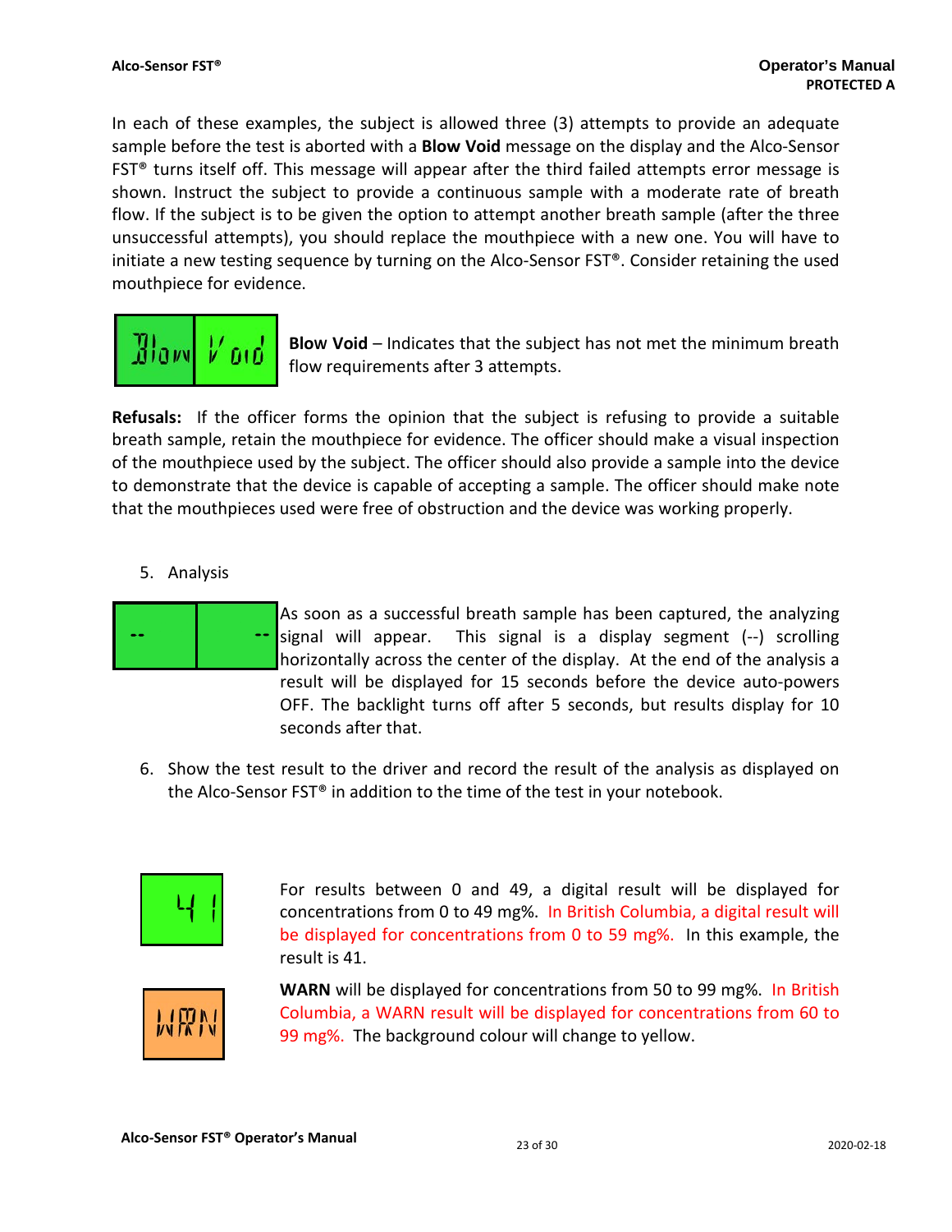In each of these examples, the subject is allowed three (3) attempts to provide an adequate sample before the test is aborted with a **Blow Void** message on the display and the Alco-Sensor FST® turns itself off. This message will appear after the third failed attempts error message is shown. Instruct the subject to provide a continuous sample with a moderate rate of breath flow. If the subject is to be given the option to attempt another breath sample (after the three unsuccessful attempts), you should replace the mouthpiece with a new one. You will have to initiate a new testing sequence by turning on the Alco-Sensor FST®. Consider retaining the used mouthpiece for evidence.

**Blow Void** – Indicates that the subject has not met the minimum breath flow requirements after 3 attempts.

**Refusals:** If the officer forms the opinion that the subject is refusing to provide a suitable breath sample, retain the mouthpiece for evidence. The officer should make a visual inspection of the mouthpiece used by the subject. The officer should also provide a sample into the device to demonstrate that the device is capable of accepting a sample. The officer should make note that the mouthpieces used were free of obstruction and the device was working properly.

5. Analysis

As soon as a successful breath sample has been captured, the analyzing signal will appear. This signal is a display segment (--) scrolling horizontally across the center of the display. At the end of the analysis a result will be displayed for 15 seconds before the device auto-powers OFF. The backlight turns off after 5 seconds, but results display for 10 seconds after that.

6. Show the test result to the driver and record the result of the analysis as displayed on the Alco-Sensor FST® in addition to the time of the test in your notebook.

For results between 0 and 49, a digital result will be displayed for concentrations from 0 to 49 mg%. In British Columbia, a digital result will be displayed for concentrations from 0 to 59 mg%. In this example, the result is 41.

**WARN** will be displayed for concentrations from 50 to 99 mg%. In British Columbia, a WARN result will be displayed for concentrations from 60 to 99 mg%. The background colour will change to yellow.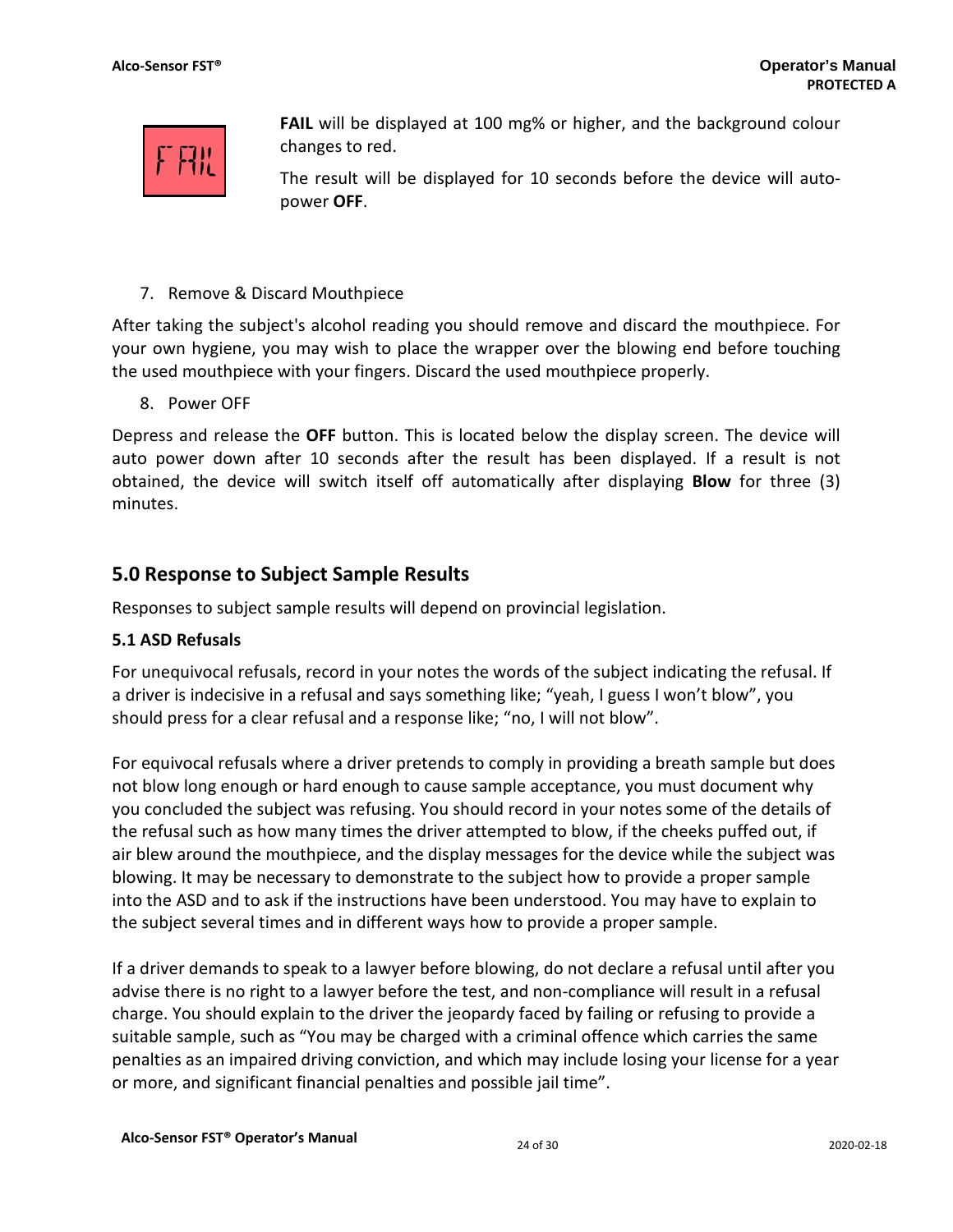**FAIL** will be displayed at 100 mg% or higher, and the background colour changes to red.

The result will be displayed for 10 seconds before the device will auto-power **OFF**.

7. Remove & Discard Mouthpiece

After taking the subject's alcohol reading you should remove and discard the mouthpiece. For your own hygiene, you may wish to place the wrapper over the blowing end before touching the used mouthpiece with your fingers. Discard the used mouthpiece properly.

8. Power OFF

Depress and release the **OFF** button. This is located below the display screen. The device will auto power down after 10 seconds after the result has been displayed. If a result is not obtained, the device will switch itself off automatically after displaying **Blow** for three (3) minutes.

## 5.0 Response to Subject Sample Results

Responses to subject sample results will depend on provincial legislation.

### 5.1 ASD Refusals

For unequivocal refusals, record in your notes the words of the subject indicating the refusal. If a driver is indecisive in a refusal and says something like; "yeah, I guess I won't blow", you should press for a clear refusal and a response like; "no, I will not blow".

For equivocal refusals where a driver pretends to comply in providing a breath sample but does not blow long enough or hard enough to cause sample acceptance, you must document why you concluded the subject was refusing. You should record in your notes some of the details of the refusal such as how many times the driver attempted to blow, if the cheeks puffed out, if air blew around the mouthpiece, and the display messages for the device while the subject was blowing. It may be necessary to demonstrate to the subject how to provide a proper sample into the ASD and to ask if the instructions have been understood. You may have to explain to the subject several times and in different ways how to provide a proper sample.

If a driver demands to speak to a lawyer before blowing, do not declare a refusal until after you advise there is no right to a lawyer before the test, and non-compliance will result in a refusal charge. You should explain to the driver the jeopardy faced by failing or refusing to provide a suitable sample, such as "You may be charged with a criminal offence which carries the same penalties as an impaired driving conviction, and which may include losing your license for a year or more, and significant financial penalties and possible jail time".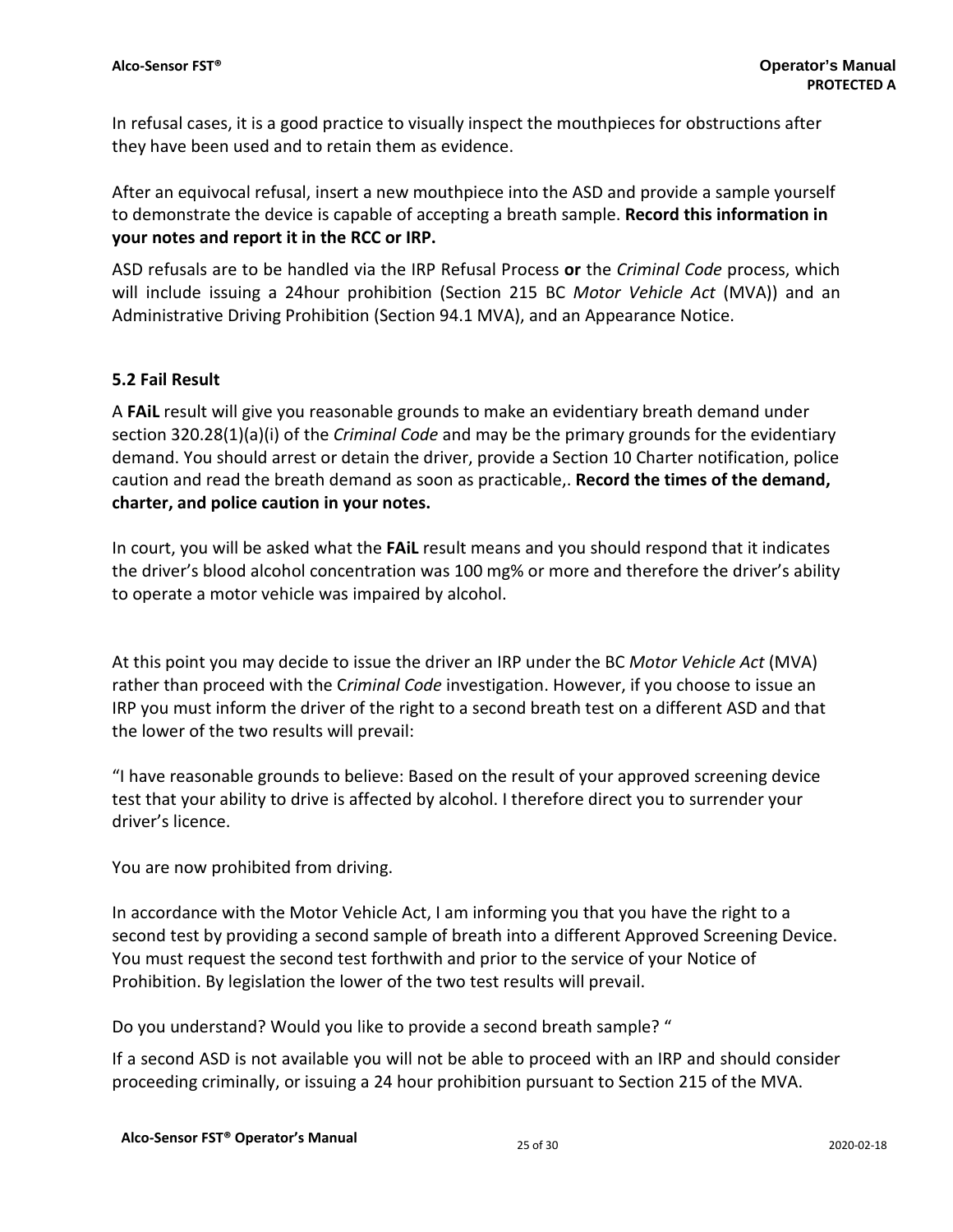In refusal cases, it is a good practice to visually inspect the mouthpieces for obstructions after they have been used and to retain them as evidence.

After an equivocal refusal, insert a new mouthpiece into the ASD and provide a sample yourself to demonstrate the device is capable of accepting a breath sample. **Record this information in your notes and report it in the RCC or IRP.**

ASD refusals are to be handled via the IRP Refusal Process **or** the *Criminal Code* process, which will include issuing a 24hour prohibition (Section 215 BC *Motor Vehicle Act* (MVA)) and an Administrative Driving Prohibition (Section 94.1 MVA), and an Appearance Notice.

## 5.2 Fail Result

A **FAiL** result will give you reasonable grounds to make an evidentiary breath demand under section 320.28(1)(a)(i) of the *Criminal Code* and may be the primary grounds for the evidentiary demand. You should arrest or detain the driver, provide a Section 10 Charter notification, police caution and read the breath demand as soon as practicable,. **Record the times of the demand, charter, and police caution in your notes.**

In court, you will be asked what the **FAiL** result means and you should respond that it indicates the driver's blood alcohol concentration was 100 mg% or more and therefore the driver's ability to operate a motor vehicle was impaired by alcohol.

At this point you may decide to issue the driver an IRP under the BC *Motor Vehicle Act* (MVA) rather than proceed with the C*riminal Code* investigation. However, if you choose to issue an IRP you must inform the driver of the right to a second breath test on a different ASD and that the lower of the two results will prevail:

"I have reasonable grounds to believe: Based on the result of your approved screening device test that your ability to drive is affected by alcohol. I therefore direct you to surrender your driver's licence.

You are now prohibited from driving.

In accordance with the Motor Vehicle Act, I am informing you that you have the right to a second test by providing a second sample of breath into a different Approved Screening Device. You must request the second test forthwith and prior to the service of your Notice of Prohibition. By legislation the lower of the two test results will prevail.

Do you understand? Would you like to provide a second breath sample? "

If a second ASD is not available you will not be able to proceed with an IRP and should consider proceeding criminally, or issuing a 24 hour prohibition pursuant to Section 215 of the MVA.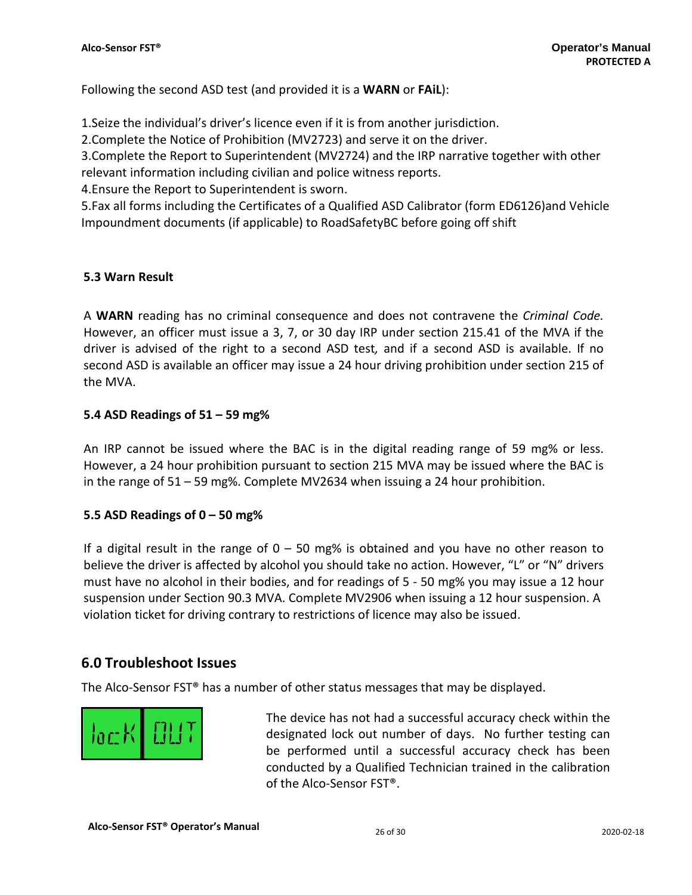Following the second ASD test (and provided it is a **WARN** or **FAiL**):

1. Seize the individual's driver's licence even if it is from another jurisdiction.
2. Complete the Notice of Prohibition (MV2723) and serve it on the driver.
3. Complete the Report to Superintendent (MV2724) and the IRP narrative together with other relevant information including civilian and police witness reports.
4. Ensure the Report to Superintendent is sworn.
5. Fax all forms including the Certificates of a Qualified ASD Calibrator (form ED6126)and Vehicle Impoundment documents (if applicable) to RoadSafetyBC before going off shift

### 5.3 Warn Result

A **WARN** reading has no criminal consequence and does not contravene the *Criminal Code.* However, an officer must issue a 3, 7, or 30 day IRP under section 215.41 of the MVA if the driver is advised of the right to a second ASD test, and if a second ASD is available. If no second ASD is available an officer may issue a 24 hour driving prohibition under section 215 of the MVA.

### 5.4 ASD Readings of 51 – 59 mg%

An IRP cannot be issued where the BAC is in the digital reading range of 59 mg% or less. However, a 24 hour prohibition pursuant to section 215 MVA may be issued where the BAC is in the range of 51 – 59 mg%. Complete MV2634 when issuing a 24 hour prohibition.

### 5.5 ASD Readings of 0 – 50 mg%

If a digital result in the range of 0 – 50 mg% is obtained and you have no other reason to believe the driver is affected by alcohol you should take no action. However, "L" or "N" drivers must have no alcohol in their bodies, and for readings of 5 - 50 mg% you may issue a 12 hour suspension under Section 90.3 MVA. Complete MV2906 when issuing a 12 hour suspension. A violation ticket for driving contrary to restrictions of licence may also be issued.

## 6.0 Troubleshoot Issues

The Alco-Sensor FST® has a number of other status messages that may be displayed.

lock OUT

The device has not had a successful accuracy check within the designated lock out number of days. No further testing can be performed until a successful accuracy check has been conducted by a Qualified Technician trained in the calibration of the Alco-Sensor FST®.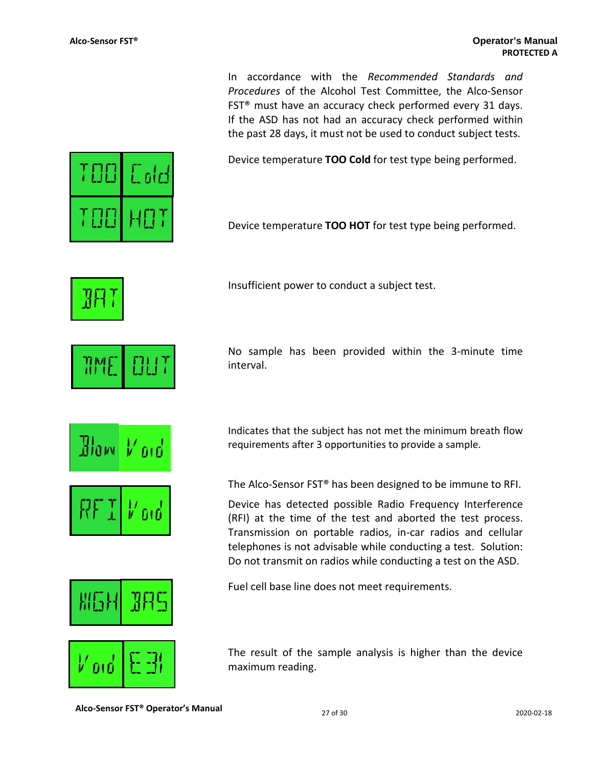In accordance with the *Recommended Standards and Procedures* of the Alcohol Test Committee, the Alco-Sensor FST® must have an accuracy check performed every 31 days. If the ASD has not had an accuracy check performed within the past 28 days, it must not be used to conduct subject tests.

| Display | Description |
|---|---|
| TOO Cold | Device temperature **TOO Cold** for test type being performed. |
| TOO HOT | Device temperature **TOO HOT** for test type being performed. |
| BAT | Insufficient power to conduct a subject test. |
| TIME OUT | No sample has been provided within the 3-minute time interval. |
| Blow Void | Indicates that the subject has not met the minimum breath flow requirements after 3 opportunities to provide a sample. |
| RFI Void | The Alco-Sensor FST® has been designed to be immune to RFI. Device has detected possible Radio Frequency Interference (RFI) at the time of the test and aborted the test process. Transmission on portable radios, in-car radios and cellular telephones is not advisable while conducting a test. Solution: Do not transmit on radios while conducting a test on the ASD. |
| HIGH BAS | Fuel cell base line does not meet requirements. |
| Void E31 | The result of the sample analysis is higher than the device maximum reading. |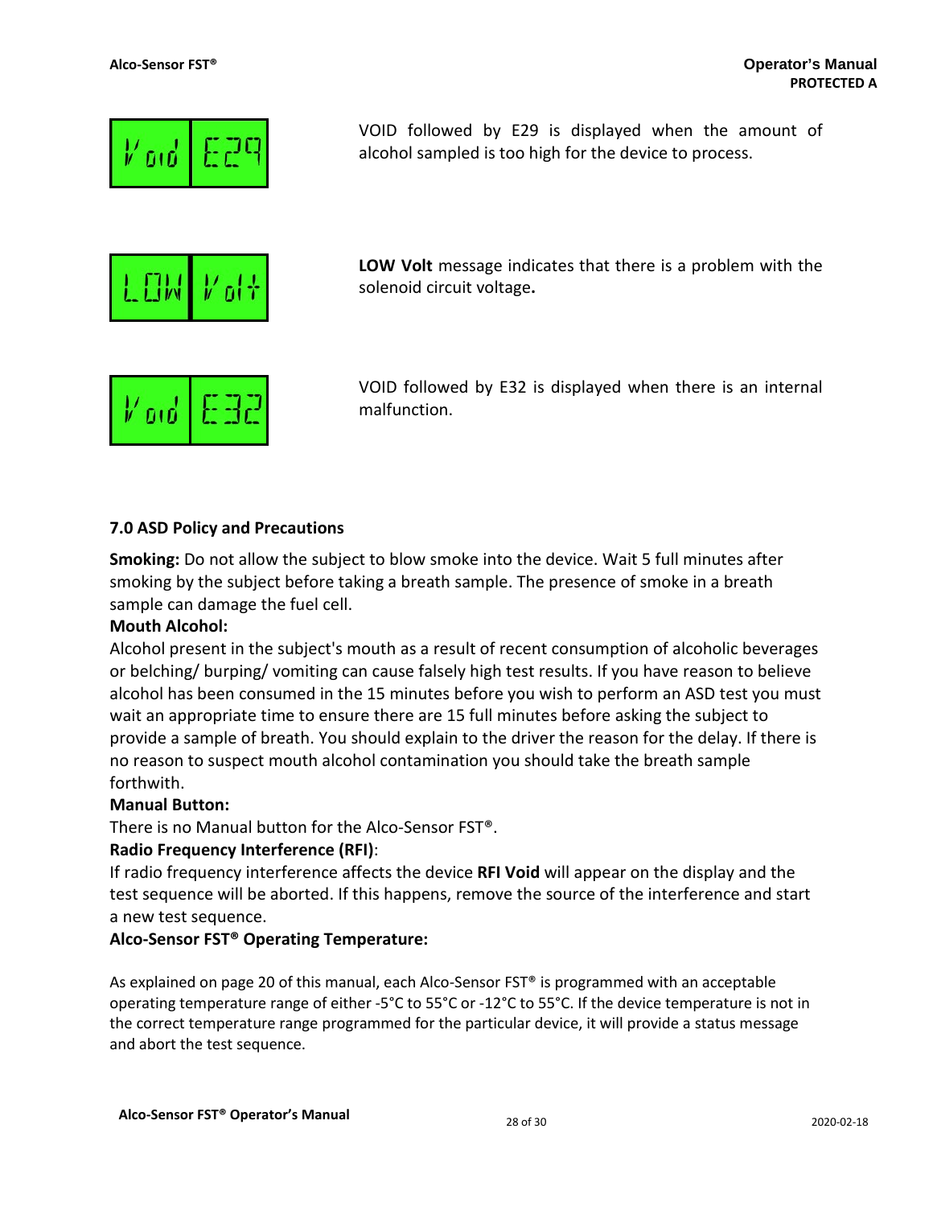Void E29

VOID followed by E29 is displayed when the amount of alcohol sampled is too high for the device to process.

LOW Volt

**LOW Volt** message indicates that there is a problem with the solenoid circuit voltage**.**

Void E32

VOID followed by E32 is displayed when there is an internal malfunction.

### 7.0 ASD Policy and Precautions

**Smoking:** Do not allow the subject to blow smoke into the device. Wait 5 full minutes after smoking by the subject before taking a breath sample. The presence of smoke in a breath sample can damage the fuel cell.

**Mouth Alcohol:**

Alcohol present in the subject's mouth as a result of recent consumption of alcoholic beverages or belching/ burping/ vomiting can cause falsely high test results. If you have reason to believe alcohol has been consumed in the 15 minutes before you wish to perform an ASD test you must wait an appropriate time to ensure there are 15 full minutes before asking the subject to provide a sample of breath. You should explain to the driver the reason for the delay. If there is no reason to suspect mouth alcohol contamination you should take the breath sample forthwith.

**Manual Button:**

There is no Manual button for the Alco-Sensor FST®.

**Radio Frequency Interference (RFI)**:

If radio frequency interference affects the device **RFI Void** will appear on the display and the test sequence will be aborted. If this happens, remove the source of the interference and start a new test sequence.

**Alco-Sensor FST® Operating Temperature:**

As explained on page 20 of this manual, each Alco-Sensor FST® is programmed with an acceptable operating temperature range of either -5°C to 55°C or -12°C to 55°C. If the device temperature is not in the correct temperature range programmed for the particular device, it will provide a status message and abort the test sequence.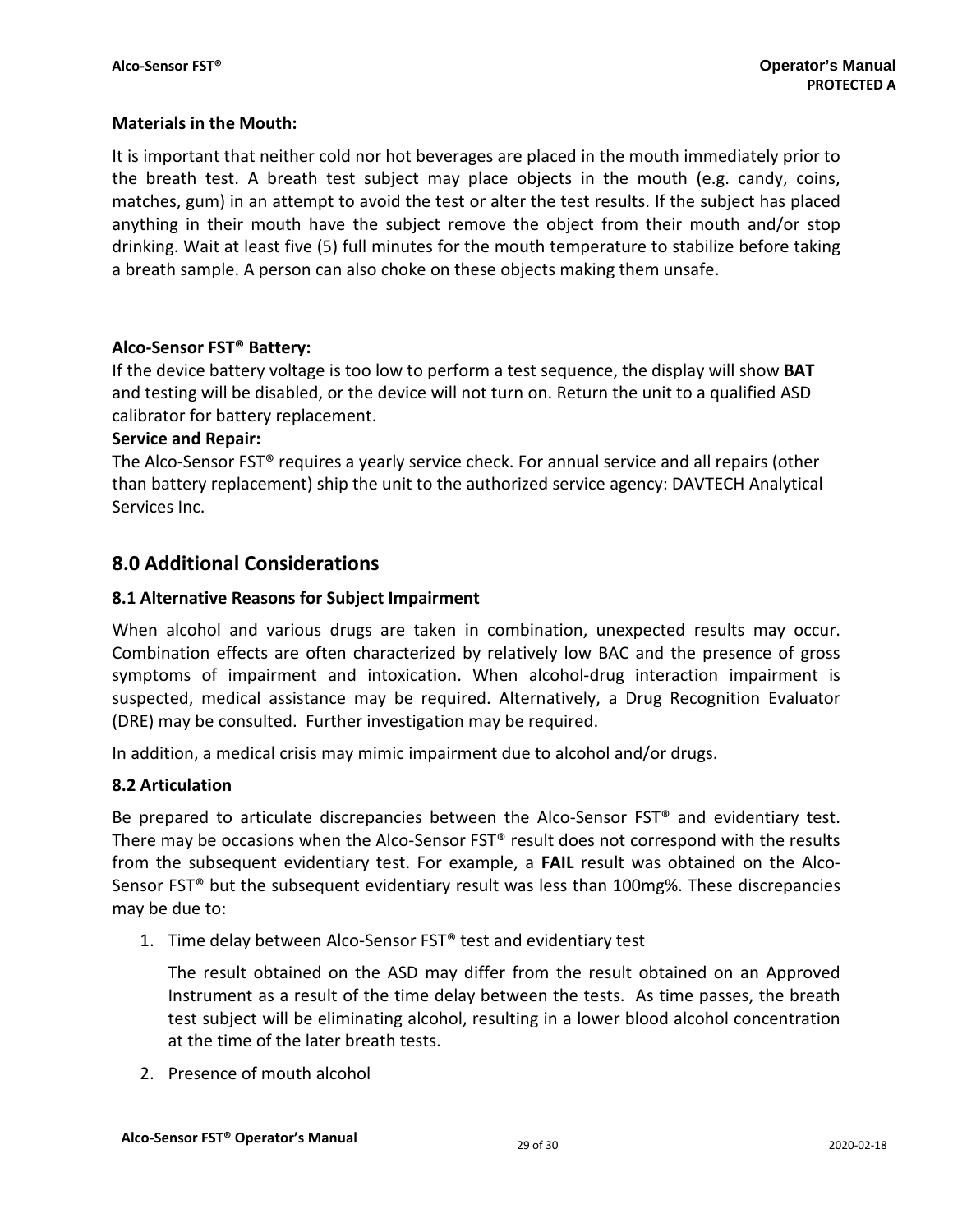**Materials in the Mouth:**

It is important that neither cold nor hot beverages are placed in the mouth immediately prior to the breath test. A breath test subject may place objects in the mouth (e.g. candy, coins, matches, gum) in an attempt to avoid the test or alter the test results. If the subject has placed anything in their mouth have the subject remove the object from their mouth and/or stop drinking. Wait at least five (5) full minutes for the mouth temperature to stabilize before taking a breath sample. A person can also choke on these objects making them unsafe.

**Alco-Sensor FST® Battery:**

If the device battery voltage is too low to perform a test sequence, the display will show **BAT** and testing will be disabled, or the device will not turn on. Return the unit to a qualified ASD calibrator for battery replacement.

**Service and Repair:**

The Alco-Sensor FST® requires a yearly service check. For annual service and all repairs (other than battery replacement) ship the unit to the authorized service agency: DAVTECH Analytical Services Inc.

## 8.0 Additional Considerations

### 8.1 Alternative Reasons for Subject Impairment

When alcohol and various drugs are taken in combination, unexpected results may occur. Combination effects are often characterized by relatively low BAC and the presence of gross symptoms of impairment and intoxication. When alcohol-drug interaction impairment is suspected, medical assistance may be required. Alternatively, a Drug Recognition Evaluator (DRE) may be consulted. Further investigation may be required.

In addition, a medical crisis may mimic impairment due to alcohol and/or drugs.

### 8.2 Articulation

Be prepared to articulate discrepancies between the Alco-Sensor FST® and evidentiary test. There may be occasions when the Alco-Sensor FST® result does not correspond with the results from the subsequent evidentiary test. For example, a **FAIL** result was obtained on the Alco-Sensor FST® but the subsequent evidentiary result was less than 100mg%. These discrepancies may be due to:

1. Time delay between Alco-Sensor FST® test and evidentiary test

   The result obtained on the ASD may differ from the result obtained on an Approved Instrument as a result of the time delay between the tests. As time passes, the breath test subject will be eliminating alcohol, resulting in a lower blood alcohol concentration at the time of the later breath tests.

2. Presence of mouth alcohol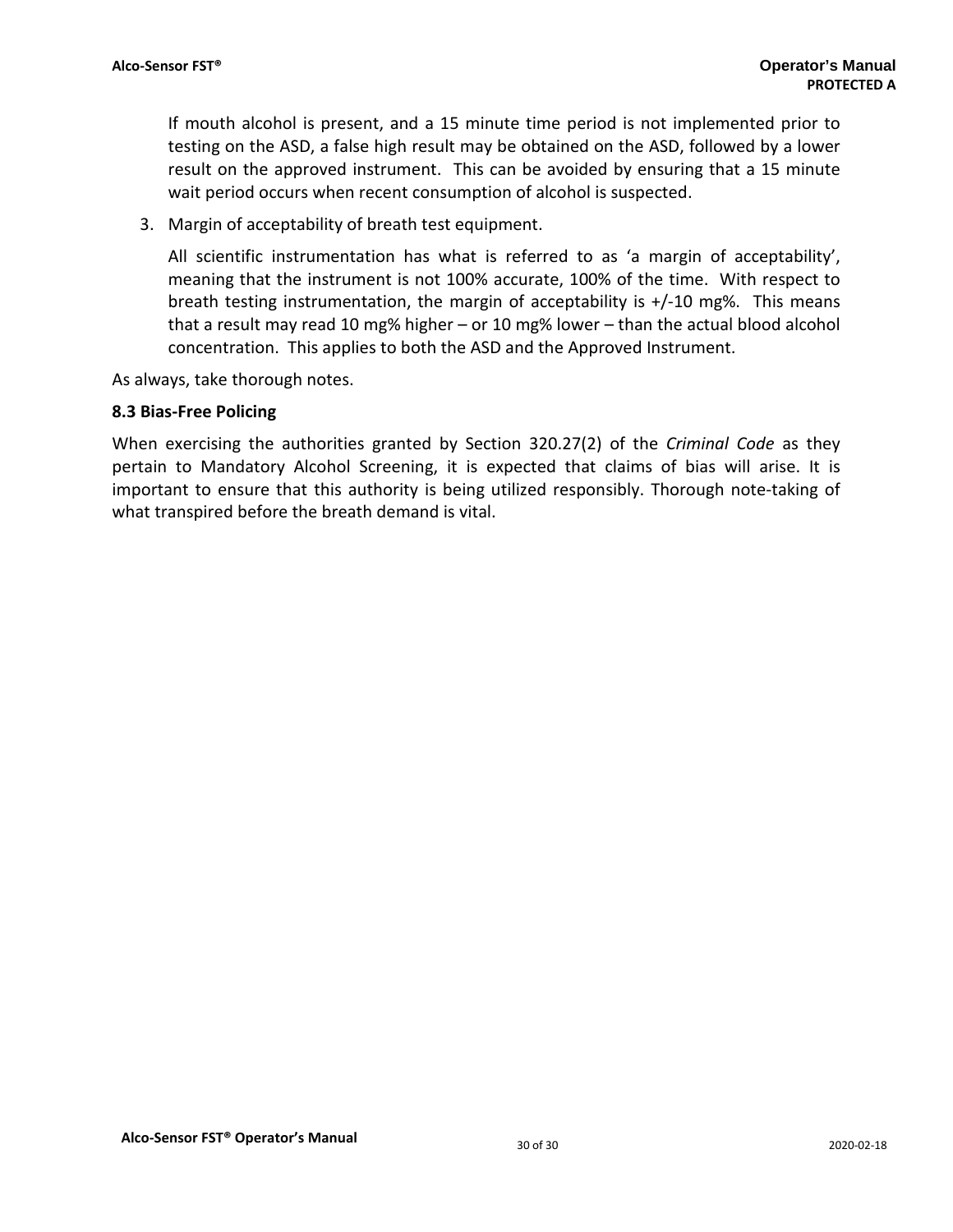If mouth alcohol is present, and a 15 minute time period is not implemented prior to testing on the ASD, a false high result may be obtained on the ASD, followed by a lower result on the approved instrument. This can be avoided by ensuring that a 15 minute wait period occurs when recent consumption of alcohol is suspected.

3. Margin of acceptability of breath test equipment.

   All scientific instrumentation has what is referred to as 'a margin of acceptability', meaning that the instrument is not 100% accurate, 100% of the time. With respect to breath testing instrumentation, the margin of acceptability is +/-10 mg%. This means that a result may read 10 mg% higher – or 10 mg% lower – than the actual blood alcohol concentration. This applies to both the ASD and the Approved Instrument.

As always, take thorough notes.

### 8.3 Bias-Free Policing

When exercising the authorities granted by Section 320.27(2) of the *Criminal Code* as they pertain to Mandatory Alcohol Screening, it is expected that claims of bias will arise. It is important to ensure that this authority is being utilized responsibly. Thorough note-taking of what transpired before the breath demand is vital.